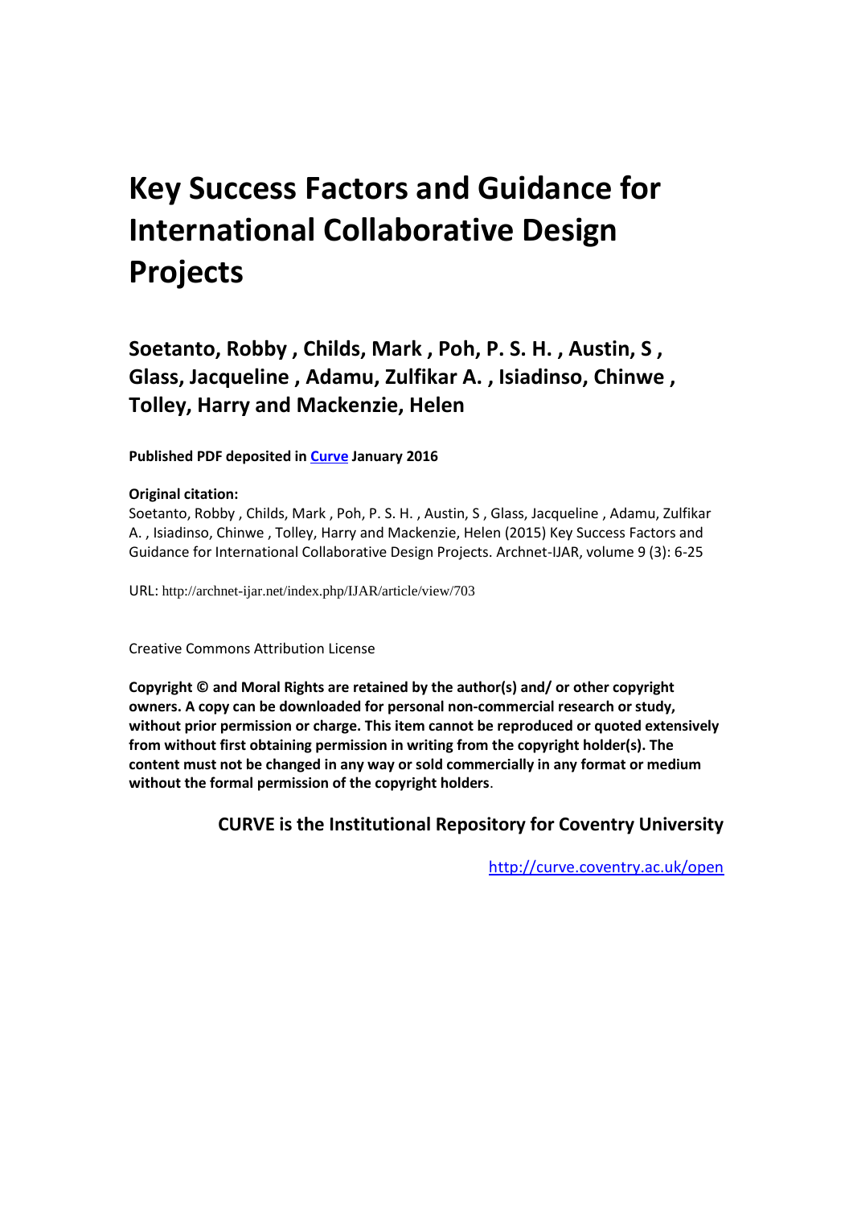# Key Success Factors and Guidance for International Collaborative Design Projects

## Soetanto, Robby , Childs, Mark , Poh, P. S. H. , Austin, S , Glass, Jacqueline , Adamu, Zulfikar A. , Isiadinso, Chinwe , Tolley, Harry and Mackenzie, Helen

**Published PDF deposited in Curve January 2016**

**Original citation:**

Soetanto, Robby , Childs, Mark , Poh, P. S. H. , Austin, S , Glass, Jacqueline , Adamu, Zulfikar A. , Isiadinso, Chinwe , Tolley, Harry and Mackenzie, Helen (2015) Key Success Factors and Guidance for International Collaborative Design Projects. Archnet-IJAR, volume 9 (3): 6-25

URL: http://archnet-ijar.net/index.php/IJAR/article/view/703

Creative Commons Attribution License

**Copyright © and Moral Rights are retained by the author(s) and/ or other copyright owners. A copy can be downloaded for personal non-commercial research or study, without prior permission or charge. This item cannot be reproduced or quoted extensively from without first obtaining permission in writing from the copyright holder(s). The content must not be changed in any way or sold commercially in any format or medium without the formal permission of the copyright holders**.

**CURVE is the Institutional Repository for Coventry University**

http://curve.coventry.ac.uk/open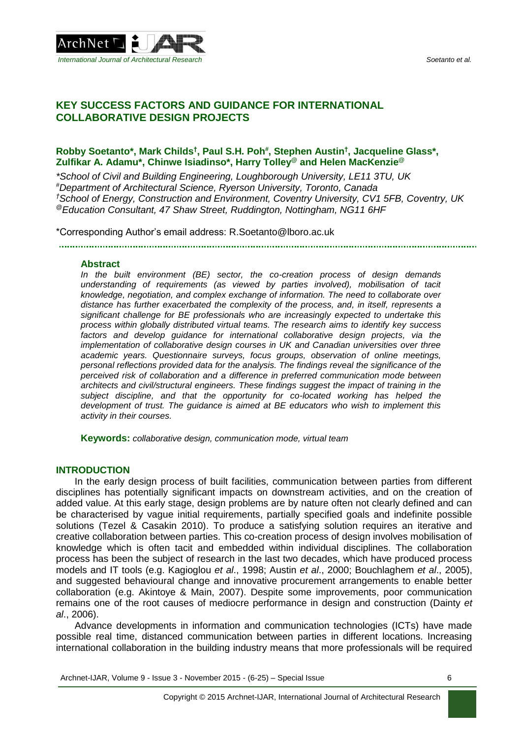# KEY SUCCESS FACTORS AND GUIDANCE FOR INTERNATIONAL COLLABORATIVE DESIGN PROJECTS

**Robby Soetanto\*, Mark Childs[†], Paul S.H. Poh[#], Stephen Austin[†], Jacqueline Glass\*, Zulfikar A. Adamu\*, Chinwe Isiadinso\*, Harry Tolley[@] and Helen MacKenzie[@]**

*\*School of Civil and Building Engineering, Loughborough University, LE11 3TU, UK*
*[#]Department of Architectural Science, Ryerson University, Toronto, Canada*
*[†]School of Energy, Construction and Environment, Coventry University, CV1 5FB, Coventry, UK*
*[@]Education Consultant, 47 Shaw Street, Ruddington, Nottingham, NG11 6HF*

\*Corresponding Author's email address: R.Soetanto@lboro.ac.uk

## Abstract

*In the built environment (BE) sector, the co-creation process of design demands understanding of requirements (as viewed by parties involved), mobilisation of tacit knowledge, negotiation, and complex exchange of information. The need to collaborate over distance has further exacerbated the complexity of the process, and, in itself, represents a significant challenge for BE professionals who are increasingly expected to undertake this process within globally distributed virtual teams. The research aims to identify key success factors and develop guidance for international collaborative design projects, via the implementation of collaborative design courses in UK and Canadian universities over three academic years. Questionnaire surveys, focus groups, observation of online meetings, personal reflections provided data for the analysis. The findings reveal the significance of the perceived risk of collaboration and a difference in preferred communication mode between architects and civil/structural engineers. These findings suggest the impact of training in the subject discipline, and that the opportunity for co-located working has helped the development of trust. The guidance is aimed at BE educators who wish to implement this activity in their courses.*

**Keywords:** *collaborative design, communication mode, virtual team*

## INTRODUCTION

In the early design process of built facilities, communication between parties from different disciplines has potentially significant impacts on downstream activities, and on the creation of added value. At this early stage, design problems are by nature often not clearly defined and can be characterised by vague initial requirements, partially specified goals and indefinite possible solutions (Tezel & Casakin 2010). To produce a satisfying solution requires an iterative and creative collaboration between parties. This co-creation process of design involves mobilisation of knowledge which is often tacit and embedded within individual disciplines. The collaboration process has been the subject of research in the last two decades, which have produced process models and IT tools (e.g. Kagioglou *et al*., 1998; Austin *et al*., 2000; Bouchlaghem *et al*., 2005), and suggested behavioural change and innovative procurement arrangements to enable better collaboration (e.g. Akintoye & Main, 2007). Despite some improvements, poor communication remains one of the root causes of mediocre performance in design and construction (Dainty *et al*., 2006).

Advance developments in information and communication technologies (ICTs) have made possible real time, distanced communication between parties in different locations. Increasing international collaboration in the building industry means that more professionals will be required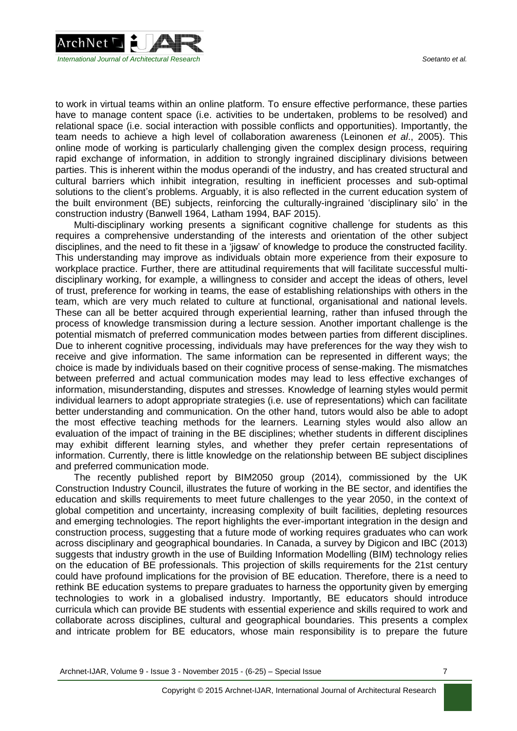to work in virtual teams within an online platform. To ensure effective performance, these parties have to manage content space (i.e. activities to be undertaken, problems to be resolved) and relational space (i.e. social interaction with possible conflicts and opportunities). Importantly, the team needs to achieve a high level of collaboration awareness (Leinonen *et al*., 2005). This online mode of working is particularly challenging given the complex design process, requiring rapid exchange of information, in addition to strongly ingrained disciplinary divisions between parties. This is inherent within the modus operandi of the industry, and has created structural and cultural barriers which inhibit integration, resulting in inefficient processes and sub-optimal solutions to the client's problems. Arguably, it is also reflected in the current education system of the built environment (BE) subjects, reinforcing the culturally-ingrained 'disciplinary silo' in the construction industry (Banwell 1964, Latham 1994, BAF 2015).

Multi-disciplinary working presents a significant cognitive challenge for students as this requires a comprehensive understanding of the interests and orientation of the other subject disciplines, and the need to fit these in a 'jigsaw' of knowledge to produce the constructed facility. This understanding may improve as individuals obtain more experience from their exposure to workplace practice. Further, there are attitudinal requirements that will facilitate successful multi-disciplinary working, for example, a willingness to consider and accept the ideas of others, level of trust, preference for working in teams, the ease of establishing relationships with others in the team, which are very much related to culture at functional, organisational and national levels. These can all be better acquired through experiential learning, rather than infused through the process of knowledge transmission during a lecture session. Another important challenge is the potential mismatch of preferred communication modes between parties from different disciplines. Due to inherent cognitive processing, individuals may have preferences for the way they wish to receive and give information. The same information can be represented in different ways; the choice is made by individuals based on their cognitive process of sense-making. The mismatches between preferred and actual communication modes may lead to less effective exchanges of information, misunderstanding, disputes and stresses. Knowledge of learning styles would permit individual learners to adopt appropriate strategies (i.e. use of representations) which can facilitate better understanding and communication. On the other hand, tutors would also be able to adopt the most effective teaching methods for the learners. Learning styles would also allow an evaluation of the impact of training in the BE disciplines; whether students in different disciplines may exhibit different learning styles, and whether they prefer certain representations of information. Currently, there is little knowledge on the relationship between BE subject disciplines and preferred communication mode.

The recently published report by BIM2050 group (2014), commissioned by the UK Construction Industry Council, illustrates the future of working in the BE sector, and identifies the education and skills requirements to meet future challenges to the year 2050, in the context of global competition and uncertainty, increasing complexity of built facilities, depleting resources and emerging technologies. The report highlights the ever-important integration in the design and construction process, suggesting that a future mode of working requires graduates who can work across disciplinary and geographical boundaries. In Canada, a survey by Digicon and IBC (2013) suggests that industry growth in the use of Building Information Modelling (BIM) technology relies on the education of BE professionals. This projection of skills requirements for the 21st century could have profound implications for the provision of BE education. Therefore, there is a need to rethink BE education systems to prepare graduates to harness the opportunity given by emerging technologies to work in a globalised industry. Importantly, BE educators should introduce curricula which can provide BE students with essential experience and skills required to work and collaborate across disciplines, cultural and geographical boundaries. This presents a complex and intricate problem for BE educators, whose main responsibility is to prepare the future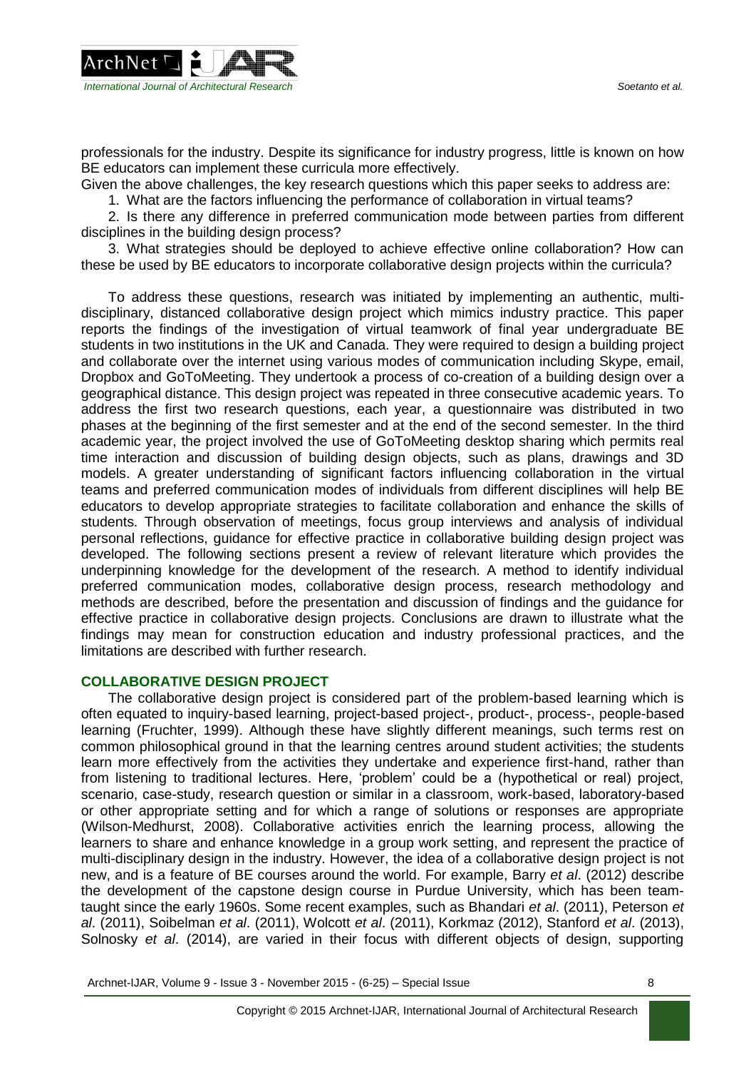professionals for the industry. Despite its significance for industry progress, little is known on how BE educators can implement these curricula more effectively.

Given the above challenges, the key research questions which this paper seeks to address are:

1. What are the factors influencing the performance of collaboration in virtual teams?
2. Is there any difference in preferred communication mode between parties from different disciplines in the building design process?
3. What strategies should be deployed to achieve effective online collaboration? How can these be used by BE educators to incorporate collaborative design projects within the curricula?

To address these questions, research was initiated by implementing an authentic, multi-disciplinary, distanced collaborative design project which mimics industry practice. This paper reports the findings of the investigation of virtual teamwork of final year undergraduate BE students in two institutions in the UK and Canada. They were required to design a building project and collaborate over the internet using various modes of communication including Skype, email, Dropbox and GoToMeeting. They undertook a process of co-creation of a building design over a geographical distance. This design project was repeated in three consecutive academic years. To address the first two research questions, each year, a questionnaire was distributed in two phases at the beginning of the first semester and at the end of the second semester. In the third academic year, the project involved the use of GoToMeeting desktop sharing which permits real time interaction and discussion of building design objects, such as plans, drawings and 3D models. A greater understanding of significant factors influencing collaboration in the virtual teams and preferred communication modes of individuals from different disciplines will help BE educators to develop appropriate strategies to facilitate collaboration and enhance the skills of students. Through observation of meetings, focus group interviews and analysis of individual personal reflections, guidance for effective practice in collaborative building design project was developed. The following sections present a review of relevant literature which provides the underpinning knowledge for the development of the research. A method to identify individual preferred communication modes, collaborative design process, research methodology and methods are described, before the presentation and discussion of findings and the guidance for effective practice in collaborative design projects. Conclusions are drawn to illustrate what the findings may mean for construction education and industry professional practices, and the limitations are described with further research.

## COLLABORATIVE DESIGN PROJECT

The collaborative design project is considered part of the problem-based learning which is often equated to inquiry-based learning, project-based project-, product-, process-, people-based learning (Fruchter, 1999). Although these have slightly different meanings, such terms rest on common philosophical ground in that the learning centres around student activities; the students learn more effectively from the activities they undertake and experience first-hand, rather than from listening to traditional lectures. Here, 'problem' could be a (hypothetical or real) project, scenario, case-study, research question or similar in a classroom, work-based, laboratory-based or other appropriate setting and for which a range of solutions or responses are appropriate (Wilson-Medhurst, 2008). Collaborative activities enrich the learning process, allowing the learners to share and enhance knowledge in a group work setting, and represent the practice of multi-disciplinary design in the industry. However, the idea of a collaborative design project is not new, and is a feature of BE courses around the world. For example, Barry *et al*. (2012) describe the development of the capstone design course in Purdue University, which has been team-taught since the early 1960s. Some recent examples, such as Bhandari *et al*. (2011), Peterson *et al*. (2011), Soibelman *et al*. (2011), Wolcott *et al*. (2011), Korkmaz (2012), Stanford *et al*. (2013), Solnosky *et al*. (2014), are varied in their focus with different objects of design, supporting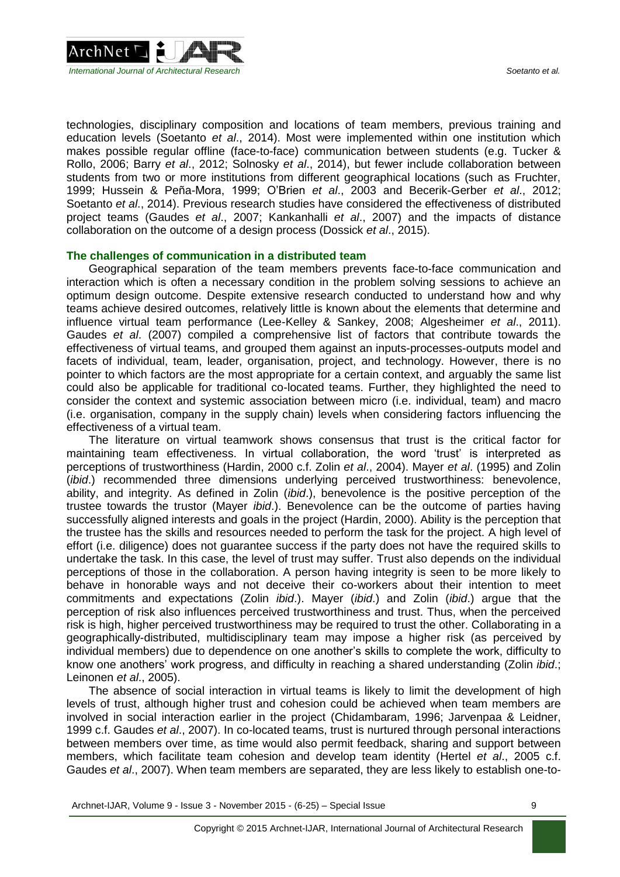technologies, disciplinary composition and locations of team members, previous training and education levels (Soetanto *et al*., 2014). Most were implemented within one institution which makes possible regular offline (face-to-face) communication between students (e.g. Tucker & Rollo, 2006; Barry *et al*., 2012; Solnosky *et al*., 2014), but fewer include collaboration between students from two or more institutions from different geographical locations (such as Fruchter, 1999; Hussein & Peña-Mora, 1999; O'Brien *et al*., 2003 and Becerik-Gerber *et al*., 2012; Soetanto *et al*., 2014). Previous research studies have considered the effectiveness of distributed project teams (Gaudes *et al*., 2007; Kankanhalli *et al*., 2007) and the impacts of distance collaboration on the outcome of a design process (Dossick *et al*., 2015).

### The challenges of communication in a distributed team

Geographical separation of the team members prevents face-to-face communication and interaction which is often a necessary condition in the problem solving sessions to achieve an optimum design outcome. Despite extensive research conducted to understand how and why teams achieve desired outcomes, relatively little is known about the elements that determine and influence virtual team performance (Lee-Kelley & Sankey, 2008; Algesheimer *et al*., 2011). Gaudes *et al*. (2007) compiled a comprehensive list of factors that contribute towards the effectiveness of virtual teams, and grouped them against an inputs-processes-outputs model and facets of individual, team, leader, organisation, project, and technology. However, there is no pointer to which factors are the most appropriate for a certain context, and arguably the same list could also be applicable for traditional co-located teams. Further, they highlighted the need to consider the context and systemic association between micro (i.e. individual, team) and macro (i.e. organisation, company in the supply chain) levels when considering factors influencing the effectiveness of a virtual team.

The literature on virtual teamwork shows consensus that trust is the critical factor for maintaining team effectiveness. In virtual collaboration, the word 'trust' is interpreted as perceptions of trustworthiness (Hardin, 2000 c.f. Zolin *et al*., 2004). Mayer *et al*. (1995) and Zolin (*ibid*.) recommended three dimensions underlying perceived trustworthiness: benevolence, ability, and integrity. As defined in Zolin (*ibid*.), benevolence is the positive perception of the trustee towards the trustor (Mayer *ibid*.). Benevolence can be the outcome of parties having successfully aligned interests and goals in the project (Hardin, 2000). Ability is the perception that the trustee has the skills and resources needed to perform the task for the project. A high level of effort (i.e. diligence) does not guarantee success if the party does not have the required skills to undertake the task. In this case, the level of trust may suffer. Trust also depends on the individual perceptions of those in the collaboration. A person having integrity is seen to be more likely to behave in honorable ways and not deceive their co-workers about their intention to meet commitments and expectations (Zolin *ibid*.). Mayer (*ibid*.) and Zolin (*ibid*.) argue that the perception of risk also influences perceived trustworthiness and trust. Thus, when the perceived risk is high, higher perceived trustworthiness may be required to trust the other. Collaborating in a geographically-distributed, multidisciplinary team may impose a higher risk (as perceived by individual members) due to dependence on one another's skills to complete the work, difficulty to know one anothers' work progress, and difficulty in reaching a shared understanding (Zolin *ibid*.; Leinonen *et al*., 2005).

The absence of social interaction in virtual teams is likely to limit the development of high levels of trust, although higher trust and cohesion could be achieved when team members are involved in social interaction earlier in the project (Chidambaram, 1996; Jarvenpaa & Leidner, 1999 c.f. Gaudes *et al*., 2007). In co-located teams, trust is nurtured through personal interactions between members over time, as time would also permit feedback, sharing and support between members, which facilitate team cohesion and develop team identity (Hertel *et al*., 2005 c.f. Gaudes *et al*., 2007). When team members are separated, they are less likely to establish one-to-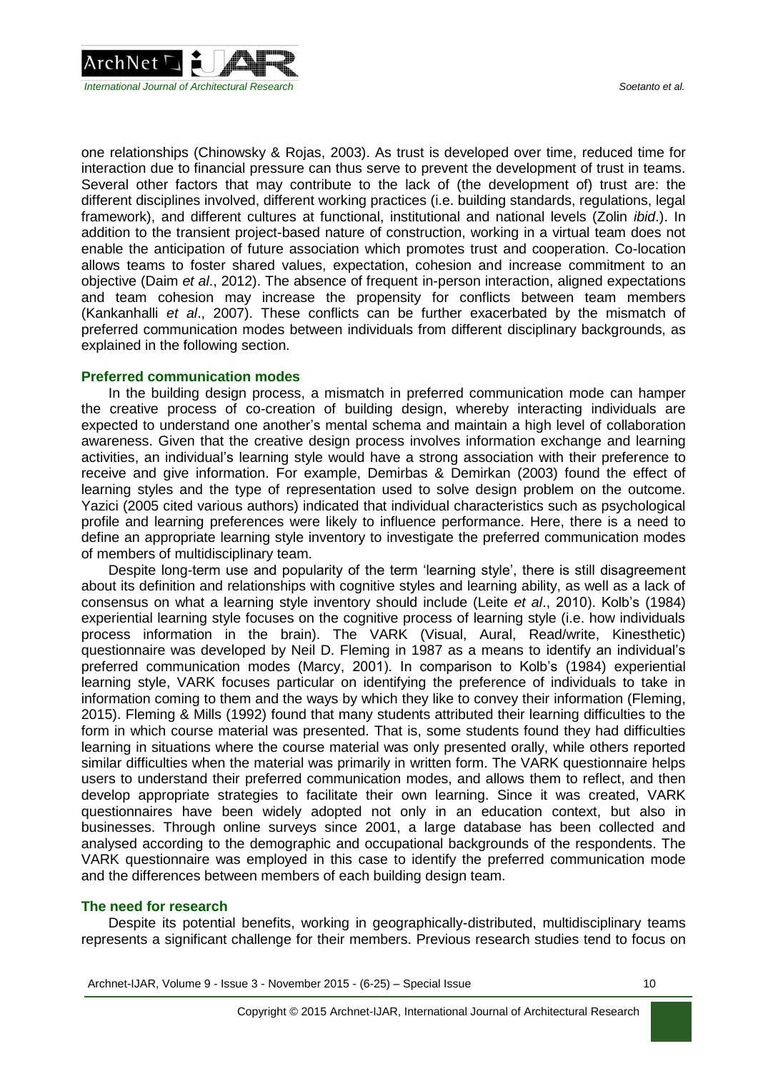one relationships (Chinowsky & Rojas, 2003). As trust is developed over time, reduced time for interaction due to financial pressure can thus serve to prevent the development of trust in teams. Several other factors that may contribute to the lack of (the development of) trust are: the different disciplines involved, different working practices (i.e. building standards, regulations, legal framework), and different cultures at functional, institutional and national levels (Zolin *ibid*.). In addition to the transient project-based nature of construction, working in a virtual team does not enable the anticipation of future association which promotes trust and cooperation. Co-location allows teams to foster shared values, expectation, cohesion and increase commitment to an objective (Daim *et al*., 2012). The absence of frequent in-person interaction, aligned expectations and team cohesion may increase the propensity for conflicts between team members (Kankanhalli *et al*., 2007). These conflicts can be further exacerbated by the mismatch of preferred communication modes between individuals from different disciplinary backgrounds, as explained in the following section.

### Preferred communication modes

In the building design process, a mismatch in preferred communication mode can hamper the creative process of co-creation of building design, whereby interacting individuals are expected to understand one another's mental schema and maintain a high level of collaboration awareness. Given that the creative design process involves information exchange and learning activities, an individual's learning style would have a strong association with their preference to receive and give information. For example, Demirbas & Demirkan (2003) found the effect of learning styles and the type of representation used to solve design problem on the outcome. Yazici (2005 cited various authors) indicated that individual characteristics such as psychological profile and learning preferences were likely to influence performance. Here, there is a need to define an appropriate learning style inventory to investigate the preferred communication modes of members of multidisciplinary team.

Despite long-term use and popularity of the term 'learning style', there is still disagreement about its definition and relationships with cognitive styles and learning ability, as well as a lack of consensus on what a learning style inventory should include (Leite *et al*., 2010). Kolb's (1984) experiential learning style focuses on the cognitive process of learning style (i.e. how individuals process information in the brain). The VARK (Visual, Aural, Read/write, Kinesthetic) questionnaire was developed by Neil D. Fleming in 1987 as a means to identify an individual's preferred communication modes (Marcy, 2001). In comparison to Kolb's (1984) experiential learning style, VARK focuses particular on identifying the preference of individuals to take in information coming to them and the ways by which they like to convey their information (Fleming, 2015). Fleming & Mills (1992) found that many students attributed their learning difficulties to the form in which course material was presented. That is, some students found they had difficulties learning in situations where the course material was only presented orally, while others reported similar difficulties when the material was primarily in written form. The VARK questionnaire helps users to understand their preferred communication modes, and allows them to reflect, and then develop appropriate strategies to facilitate their own learning. Since it was created, VARK questionnaires have been widely adopted not only in an education context, but also in businesses. Through online surveys since 2001, a large database has been collected and analysed according to the demographic and occupational backgrounds of the respondents. The VARK questionnaire was employed in this case to identify the preferred communication mode and the differences between members of each building design team.

### The need for research

Despite its potential benefits, working in geographically-distributed, multidisciplinary teams represents a significant challenge for their members. Previous research studies tend to focus on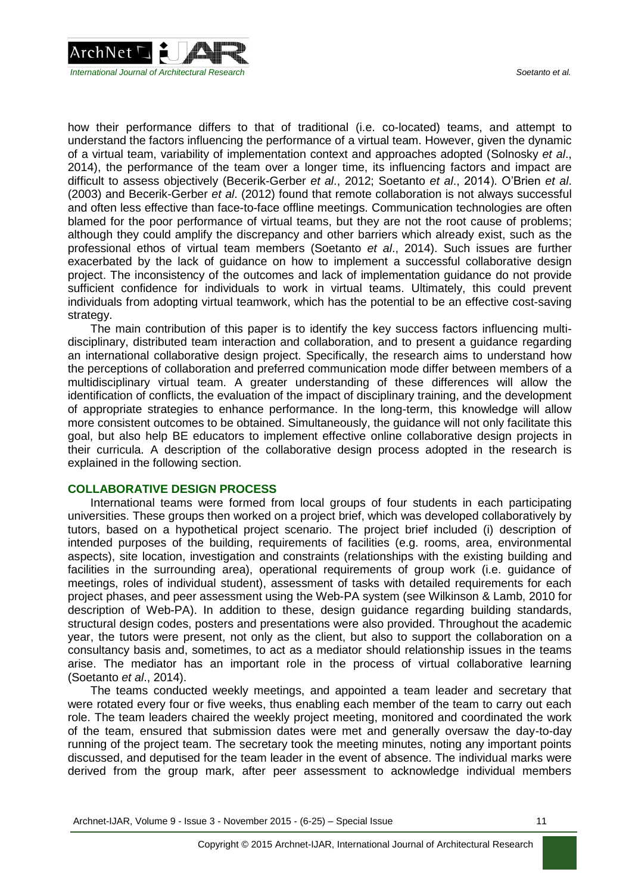how their performance differs to that of traditional (i.e. co-located) teams, and attempt to understand the factors influencing the performance of a virtual team. However, given the dynamic of a virtual team, variability of implementation context and approaches adopted (Solnosky *et al*., 2014), the performance of the team over a longer time, its influencing factors and impact are difficult to assess objectively (Becerik-Gerber *et al*., 2012; Soetanto *et al*., 2014). O'Brien *et al*. (2003) and Becerik-Gerber *et al*. (2012) found that remote collaboration is not always successful and often less effective than face-to-face offline meetings. Communication technologies are often blamed for the poor performance of virtual teams, but they are not the root cause of problems; although they could amplify the discrepancy and other barriers which already exist, such as the professional ethos of virtual team members (Soetanto *et al*., 2014). Such issues are further exacerbated by the lack of guidance on how to implement a successful collaborative design project. The inconsistency of the outcomes and lack of implementation guidance do not provide sufficient confidence for individuals to work in virtual teams. Ultimately, this could prevent individuals from adopting virtual teamwork, which has the potential to be an effective cost-saving strategy.

The main contribution of this paper is to identify the key success factors influencing multi-disciplinary, distributed team interaction and collaboration, and to present a guidance regarding an international collaborative design project. Specifically, the research aims to understand how the perceptions of collaboration and preferred communication mode differ between members of a multidisciplinary virtual team. A greater understanding of these differences will allow the identification of conflicts, the evaluation of the impact of disciplinary training, and the development of appropriate strategies to enhance performance. In the long-term, this knowledge will allow more consistent outcomes to be obtained. Simultaneously, the guidance will not only facilitate this goal, but also help BE educators to implement effective online collaborative design projects in their curricula. A description of the collaborative design process adopted in the research is explained in the following section.

## COLLABORATIVE DESIGN PROCESS

International teams were formed from local groups of four students in each participating universities. These groups then worked on a project brief, which was developed collaboratively by tutors, based on a hypothetical project scenario. The project brief included (i) description of intended purposes of the building, requirements of facilities (e.g. rooms, area, environmental aspects), site location, investigation and constraints (relationships with the existing building and facilities in the surrounding area), operational requirements of group work (i.e. guidance of meetings, roles of individual student), assessment of tasks with detailed requirements for each project phases, and peer assessment using the Web-PA system (see Wilkinson & Lamb, 2010 for description of Web-PA). In addition to these, design guidance regarding building standards, structural design codes, posters and presentations were also provided. Throughout the academic year, the tutors were present, not only as the client, but also to support the collaboration on a consultancy basis and, sometimes, to act as a mediator should relationship issues in the teams arise. The mediator has an important role in the process of virtual collaborative learning (Soetanto *et al*., 2014).

The teams conducted weekly meetings, and appointed a team leader and secretary that were rotated every four or five weeks, thus enabling each member of the team to carry out each role. The team leaders chaired the weekly project meeting, monitored and coordinated the work of the team, ensured that submission dates were met and generally oversaw the day-to-day running of the project team. The secretary took the meeting minutes, noting any important points discussed, and deputised for the team leader in the event of absence. The individual marks were derived from the group mark, after peer assessment to acknowledge individual members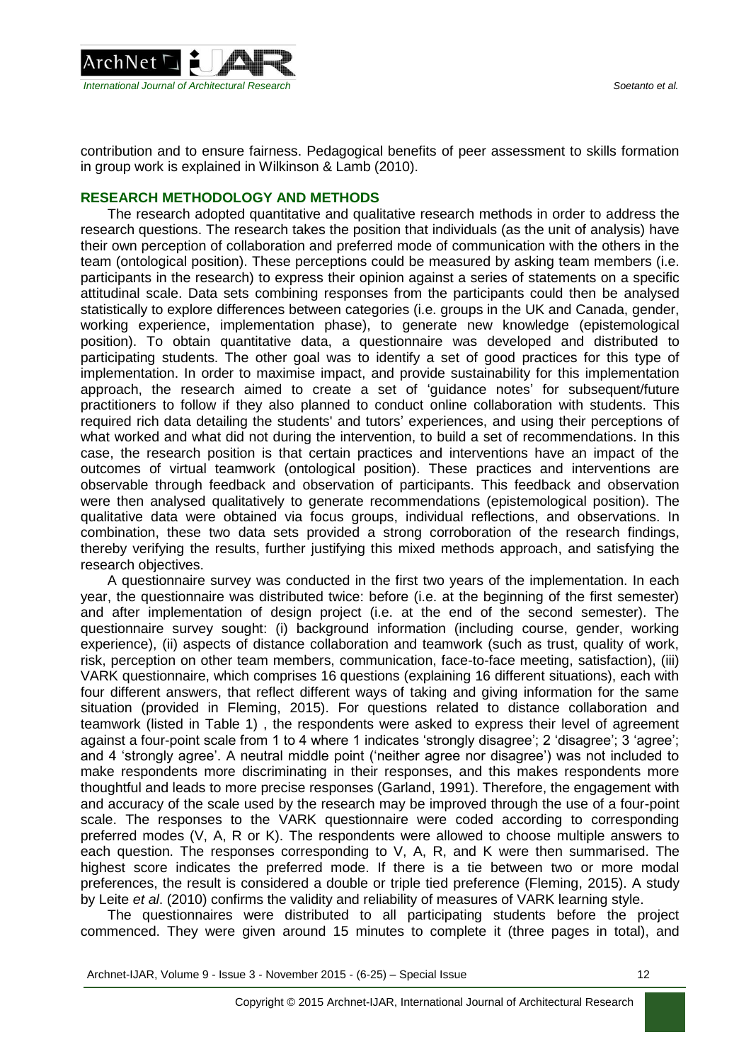contribution and to ensure fairness. Pedagogical benefits of peer assessment to skills formation in group work is explained in Wilkinson & Lamb (2010).

## RESEARCH METHODOLOGY AND METHODS

The research adopted quantitative and qualitative research methods in order to address the research questions. The research takes the position that individuals (as the unit of analysis) have their own perception of collaboration and preferred mode of communication with the others in the team (ontological position). These perceptions could be measured by asking team members (i.e. participants in the research) to express their opinion against a series of statements on a specific attitudinal scale. Data sets combining responses from the participants could then be analysed statistically to explore differences between categories (i.e. groups in the UK and Canada, gender, working experience, implementation phase), to generate new knowledge (epistemological position). To obtain quantitative data, a questionnaire was developed and distributed to participating students. The other goal was to identify a set of good practices for this type of implementation. In order to maximise impact, and provide sustainability for this implementation approach, the research aimed to create a set of 'guidance notes' for subsequent/future practitioners to follow if they also planned to conduct online collaboration with students. This required rich data detailing the students' and tutors' experiences, and using their perceptions of what worked and what did not during the intervention, to build a set of recommendations. In this case, the research position is that certain practices and interventions have an impact of the outcomes of virtual teamwork (ontological position). These practices and interventions are observable through feedback and observation of participants. This feedback and observation were then analysed qualitatively to generate recommendations (epistemological position). The qualitative data were obtained via focus groups, individual reflections, and observations. In combination, these two data sets provided a strong corroboration of the research findings, thereby verifying the results, further justifying this mixed methods approach, and satisfying the research objectives.

A questionnaire survey was conducted in the first two years of the implementation. In each year, the questionnaire was distributed twice: before (i.e. at the beginning of the first semester) and after implementation of design project (i.e. at the end of the second semester). The questionnaire survey sought: (i) background information (including course, gender, working experience), (ii) aspects of distance collaboration and teamwork (such as trust, quality of work, risk, perception on other team members, communication, face-to-face meeting, satisfaction), (iii) VARK questionnaire, which comprises 16 questions (explaining 16 different situations), each with four different answers, that reflect different ways of taking and giving information for the same situation (provided in Fleming, 2015). For questions related to distance collaboration and teamwork (listed in Table 1) , the respondents were asked to express their level of agreement against a four-point scale from 1 to 4 where 1 indicates 'strongly disagree'; 2 'disagree'; 3 'agree'; and 4 'strongly agree'. A neutral middle point ('neither agree nor disagree') was not included to make respondents more discriminating in their responses, and this makes respondents more thoughtful and leads to more precise responses (Garland, 1991). Therefore, the engagement with and accuracy of the scale used by the research may be improved through the use of a four-point scale. The responses to the VARK questionnaire were coded according to corresponding preferred modes (V, A, R or K). The respondents were allowed to choose multiple answers to each question. The responses corresponding to V, A, R, and K were then summarised. The highest score indicates the preferred mode. If there is a tie between two or more modal preferences, the result is considered a double or triple tied preference (Fleming, 2015). A study by Leite *et al*. (2010) confirms the validity and reliability of measures of VARK learning style.

The questionnaires were distributed to all participating students before the project commenced. They were given around 15 minutes to complete it (three pages in total), and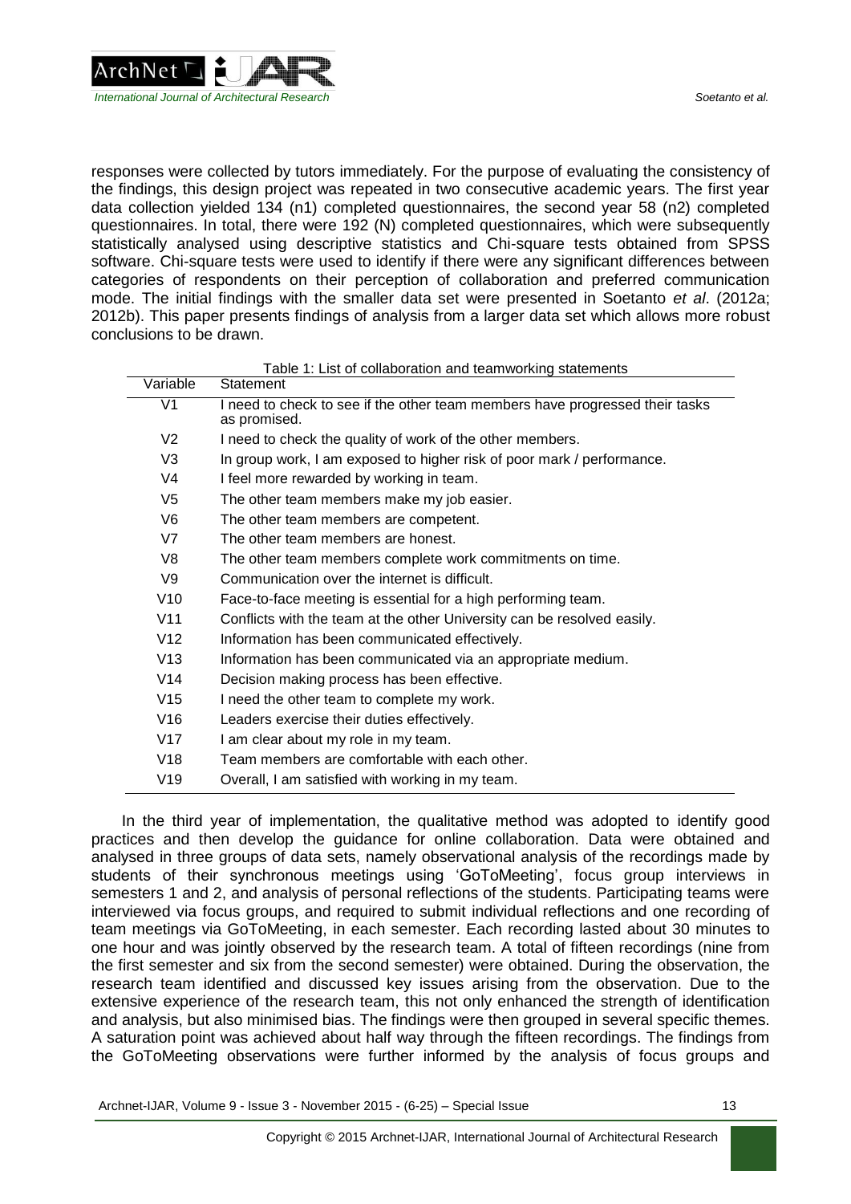responses were collected by tutors immediately. For the purpose of evaluating the consistency of the findings, this design project was repeated in two consecutive academic years. The first year data collection yielded 134 (n1) completed questionnaires, the second year 58 (n2) completed questionnaires. In total, there were 192 (N) completed questionnaires, which were subsequently statistically analysed using descriptive statistics and Chi-square tests obtained from SPSS software. Chi-square tests were used to identify if there were any significant differences between categories of respondents on their perception of collaboration and preferred communication mode. The initial findings with the smaller data set were presented in Soetanto *et al*. (2012a; 2012b). This paper presents findings of analysis from a larger data set which allows more robust conclusions to be drawn.

Table 1: List of collaboration and teamworking statements

| Variable | Statement |
|---|---|
| V1 | I need to check to see if the other team members have progressed their tasks as promised. |
| V2 | I need to check the quality of work of the other members. |
| V3 | In group work, I am exposed to higher risk of poor mark / performance. |
| V4 | I feel more rewarded by working in team. |
| V5 | The other team members make my job easier. |
| V6 | The other team members are competent. |
| V7 | The other team members are honest. |
| V8 | The other team members complete work commitments on time. |
| V9 | Communication over the internet is difficult. |
| V10 | Face-to-face meeting is essential for a high performing team. |
| V11 | Conflicts with the team at the other University can be resolved easily. |
| V12 | Information has been communicated effectively. |
| V13 | Information has been communicated via an appropriate medium. |
| V14 | Decision making process has been effective. |
| V15 | I need the other team to complete my work. |
| V16 | Leaders exercise their duties effectively. |
| V17 | I am clear about my role in my team. |
| V18 | Team members are comfortable with each other. |
| V19 | Overall, I am satisfied with working in my team. |

In the third year of implementation, the qualitative method was adopted to identify good practices and then develop the guidance for online collaboration. Data were obtained and analysed in three groups of data sets, namely observational analysis of the recordings made by students of their synchronous meetings using 'GoToMeeting', focus group interviews in semesters 1 and 2, and analysis of personal reflections of the students. Participating teams were interviewed via focus groups, and required to submit individual reflections and one recording of team meetings via GoToMeeting, in each semester. Each recording lasted about 30 minutes to one hour and was jointly observed by the research team. A total of fifteen recordings (nine from the first semester and six from the second semester) were obtained. During the observation, the research team identified and discussed key issues arising from the observation. Due to the extensive experience of the research team, this not only enhanced the strength of identification and analysis, but also minimised bias. The findings were then grouped in several specific themes. A saturation point was achieved about half way through the fifteen recordings. The findings from the GoToMeeting observations were further informed by the analysis of focus groups and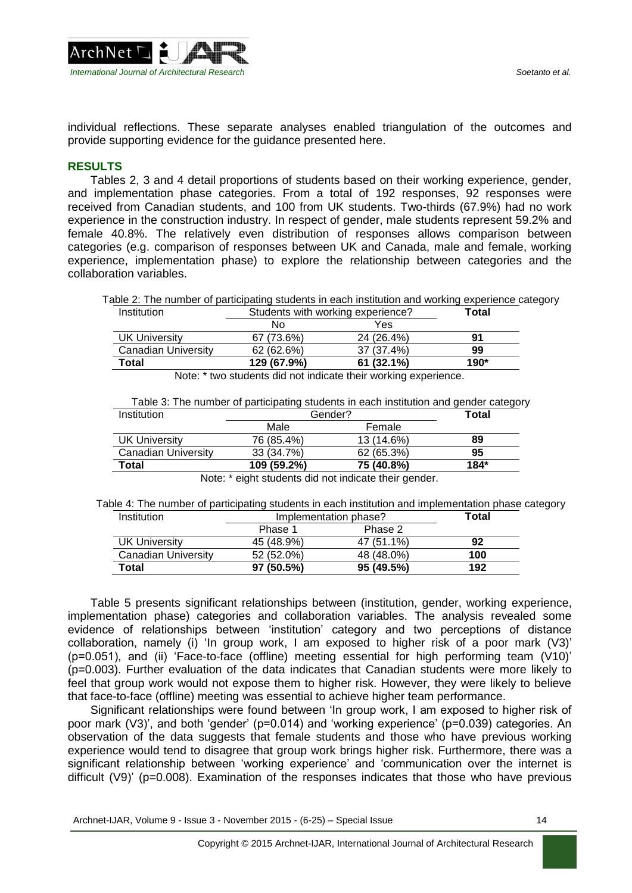individual reflections. These separate analyses enabled triangulation of the outcomes and provide supporting evidence for the guidance presented here.

## RESULTS

Tables 2, 3 and 4 detail proportions of students based on their working experience, gender, and implementation phase categories. From a total of 192 responses, 92 responses were received from Canadian students, and 100 from UK students. Two-thirds (67.9%) had no work experience in the construction industry. In respect of gender, male students represent 59.2% and female 40.8%. The relatively even distribution of responses allows comparison between categories (e.g. comparison of responses between UK and Canada, male and female, working experience, implementation phase) to explore the relationship between categories and the collaboration variables.

Table 2: The number of participating students in each institution and working experience category

| Institution | Students with working experience? | | **Total** |
|---|---|---|---|
| | No | Yes | |
| UK University | 67 (73.6%) | 24 (26.4%) | **91** |
| Canadian University | 62 (62.6%) | 37 (37.4%) | **99** |
| **Total** | **129 (67.9%)** | **61 (32.1%)** | **190*** |

Note: * two students did not indicate their working experience.

Table 3: The number of participating students in each institution and gender category

| Institution | Gender? | | **Total** |
|---|---|---|---|
| | Male | Female | |
| UK University | 76 (85.4%) | 13 (14.6%) | **89** |
| Canadian University | 33 (34.7%) | 62 (65.3%) | **95** |
| **Total** | **109 (59.2%)** | **75 (40.8%)** | **184*** |

Note: * eight students did not indicate their gender.

Table 4: The number of participating students in each institution and implementation phase category

| Institution | Implementation phase? | | **Total** |
|---|---|---|---|
| | Phase 1 | Phase 2 | |
| UK University | 45 (48.9%) | 47 (51.1%) | **92** |
| Canadian University | 52 (52.0%) | 48 (48.0%) | **100** |
| **Total** | **97 (50.5%)** | **95 (49.5%)** | **192** |

Table 5 presents significant relationships between (institution, gender, working experience, implementation phase) categories and collaboration variables. The analysis revealed some evidence of relationships between 'institution' category and two perceptions of distance collaboration, namely (i) 'In group work, I am exposed to higher risk of a poor mark (V3)' ($p=0.051$), and (ii) 'Face-to-face (offline) meeting essential for high performing team (V10)' ($p=0.003$). Further evaluation of the data indicates that Canadian students were more likely to feel that group work would not expose them to higher risk. However, they were likely to believe that face-to-face (offline) meeting was essential to achieve higher team performance.

Significant relationships were found between 'In group work, I am exposed to higher risk of poor mark (V3)', and both 'gender' ($p=0.014$) and 'working experience' ($p=0.039$) categories. An observation of the data suggests that female students and those who have previous working experience would tend to disagree that group work brings higher risk. Furthermore, there was a significant relationship between 'working experience' and 'communication over the internet is difficult (V9)' ($p=0.008$). Examination of the responses indicates that those who have previous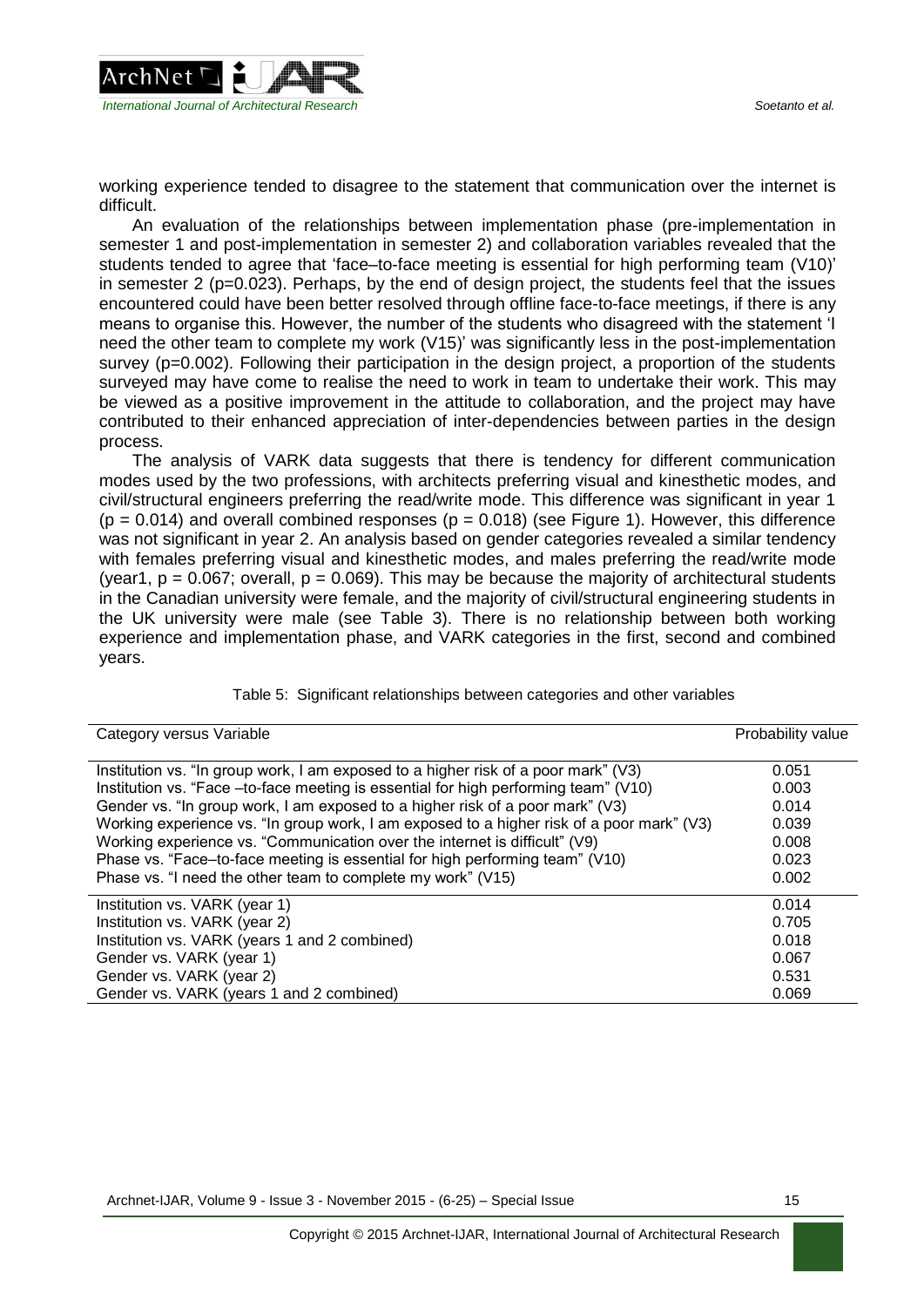working experience tended to disagree to the statement that communication over the internet is difficult.

An evaluation of the relationships between implementation phase (pre-implementation in semester 1 and post-implementation in semester 2) and collaboration variables revealed that the students tended to agree that 'face–to-face meeting is essential for high performing team (V10)' in semester 2 ($p=0.023$). Perhaps, by the end of design project, the students feel that the issues encountered could have been better resolved through offline face-to-face meetings, if there is any means to organise this. However, the number of the students who disagreed with the statement 'I need the other team to complete my work (V15)' was significantly less in the post-implementation survey ($p=0.002$). Following their participation in the design project, a proportion of the students surveyed may have come to realise the need to work in team to undertake their work. This may be viewed as a positive improvement in the attitude to collaboration, and the project may have contributed to their enhanced appreciation of inter-dependencies between parties in the design process.

The analysis of VARK data suggests that there is tendency for different communication modes used by the two professions, with architects preferring visual and kinesthetic modes, and civil/structural engineers preferring the read/write mode. This difference was significant in year 1 ($p = 0.014$) and overall combined responses ($p = 0.018$) (see Figure 1). However, this difference was not significant in year 2. An analysis based on gender categories revealed a similar tendency with females preferring visual and kinesthetic modes, and males preferring the read/write mode (year1, $p = 0.067$; overall, $p = 0.069$). This may be because the majority of architectural students in the Canadian university were female, and the majority of civil/structural engineering students in the UK university were male (see Table 3). There is no relationship between both working experience and implementation phase, and VARK categories in the first, second and combined years.

Table 5: Significant relationships between categories and other variables

| Category versus Variable | Probability value |
|---|---|
| Institution vs. "In group work, I am exposed to a higher risk of a poor mark" (V3) | 0.051 |
| Institution vs. "Face –to-face meeting is essential for high performing team" (V10) | 0.003 |
| Gender vs. "In group work, I am exposed to a higher risk of a poor mark" (V3) | 0.014 |
| Working experience vs. "In group work, I am exposed to a higher risk of a poor mark" (V3) | 0.039 |
| Working experience vs. "Communication over the internet is difficult" (V9) | 0.008 |
| Phase vs. "Face–to-face meeting is essential for high performing team" (V10) | 0.023 |
| Phase vs. "I need the other team to complete my work" (V15) | 0.002 |
| Institution vs. VARK (year 1) | 0.014 |
| Institution vs. VARK (year 2) | 0.705 |
| Institution vs. VARK (years 1 and 2 combined) | 0.018 |
| Gender vs. VARK (year 1) | 0.067 |
| Gender vs. VARK (year 2) | 0.531 |
| Gender vs. VARK (years 1 and 2 combined) | 0.069 |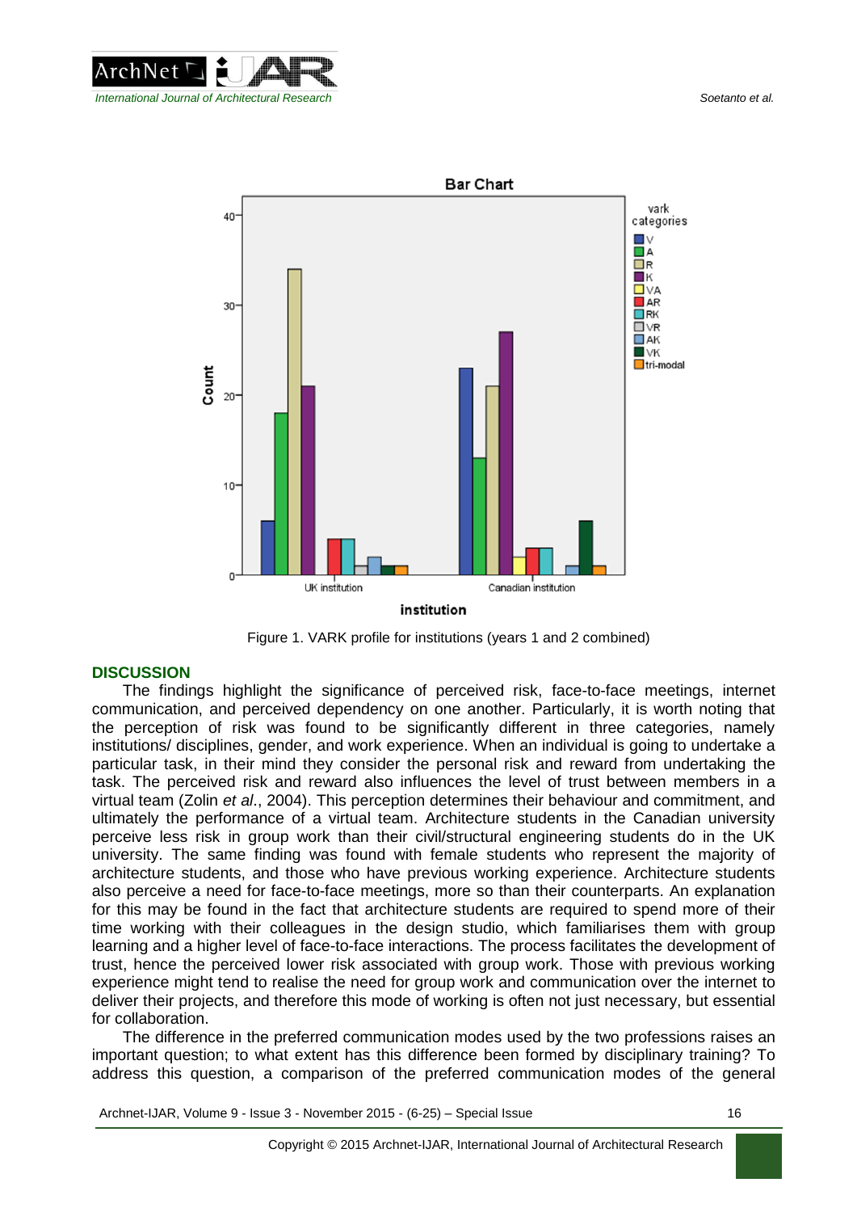Figure 1. VARK profile for institutions (years 1 and 2 combined)

## DISCUSSION

The findings highlight the significance of perceived risk, face-to-face meetings, internet communication, and perceived dependency on one another. Particularly, it is worth noting that the perception of risk was found to be significantly different in three categories, namely institutions/ disciplines, gender, and work experience. When an individual is going to undertake a particular task, in their mind they consider the personal risk and reward from undertaking the task. The perceived risk and reward also influences the level of trust between members in a virtual team (Zolin *et al*., 2004). This perception determines their behaviour and commitment, and ultimately the performance of a virtual team. Architecture students in the Canadian university perceive less risk in group work than their civil/structural engineering students do in the UK university. The same finding was found with female students who represent the majority of architecture students, and those who have previous working experience. Architecture students also perceive a need for face-to-face meetings, more so than their counterparts. An explanation for this may be found in the fact that architecture students are required to spend more of their time working with their colleagues in the design studio, which familiarises them with group learning and a higher level of face-to-face interactions. The process facilitates the development of trust, hence the perceived lower risk associated with group work. Those with previous working experience might tend to realise the need for group work and communication over the internet to deliver their projects, and therefore this mode of working is often not just necessary, but essential for collaboration.

The difference in the preferred communication modes used by the two professions raises an important question; to what extent has this difference been formed by disciplinary training? To address this question, a comparison of the preferred communication modes of the general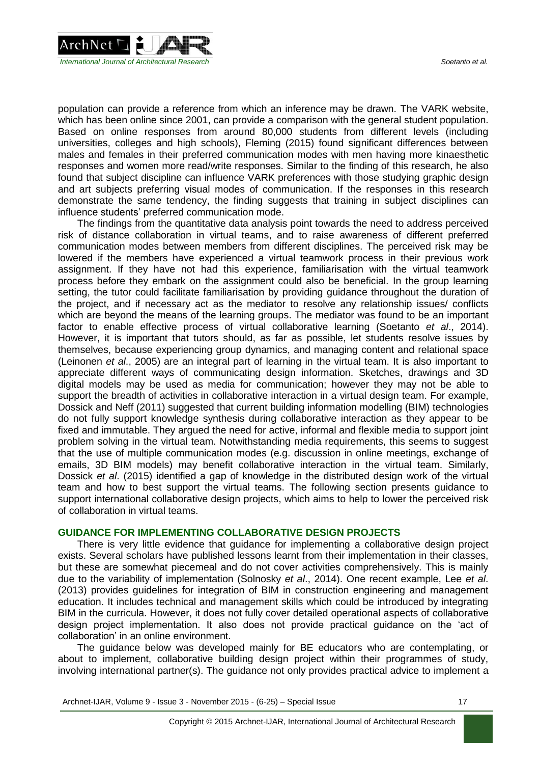population can provide a reference from which an inference may be drawn. The VARK website, which has been online since 2001, can provide a comparison with the general student population. Based on online responses from around 80,000 students from different levels (including universities, colleges and high schools), Fleming (2015) found significant differences between males and females in their preferred communication modes with men having more kinaesthetic responses and women more read/write responses. Similar to the finding of this research, he also found that subject discipline can influence VARK preferences with those studying graphic design and art subjects preferring visual modes of communication. If the responses in this research demonstrate the same tendency, the finding suggests that training in subject disciplines can influence students' preferred communication mode.

The findings from the quantitative data analysis point towards the need to address perceived risk of distance collaboration in virtual teams, and to raise awareness of different preferred communication modes between members from different disciplines. The perceived risk may be lowered if the members have experienced a virtual teamwork process in their previous work assignment. If they have not had this experience, familiarisation with the virtual teamwork process before they embark on the assignment could also be beneficial. In the group learning setting, the tutor could facilitate familiarisation by providing guidance throughout the duration of the project, and if necessary act as the mediator to resolve any relationship issues/ conflicts which are beyond the means of the learning groups. The mediator was found to be an important factor to enable effective process of virtual collaborative learning (Soetanto *et al*., 2014). However, it is important that tutors should, as far as possible, let students resolve issues by themselves, because experiencing group dynamics, and managing content and relational space (Leinonen *et al*., 2005) are an integral part of learning in the virtual team. It is also important to appreciate different ways of communicating design information. Sketches, drawings and 3D digital models may be used as media for communication; however they may not be able to support the breadth of activities in collaborative interaction in a virtual design team. For example, Dossick and Neff (2011) suggested that current building information modelling (BIM) technologies do not fully support knowledge synthesis during collaborative interaction as they appear to be fixed and immutable. They argued the need for active, informal and flexible media to support joint problem solving in the virtual team. Notwithstanding media requirements, this seems to suggest that the use of multiple communication modes (e.g. discussion in online meetings, exchange of emails, 3D BIM models) may benefit collaborative interaction in the virtual team. Similarly, Dossick *et al*. (2015) identified a gap of knowledge in the distributed design work of the virtual team and how to best support the virtual teams. The following section presents guidance to support international collaborative design projects, which aims to help to lower the perceived risk of collaboration in virtual teams.

## GUIDANCE FOR IMPLEMENTING COLLABORATIVE DESIGN PROJECTS

There is very little evidence that guidance for implementing a collaborative design project exists. Several scholars have published lessons learnt from their implementation in their classes, but these are somewhat piecemeal and do not cover activities comprehensively. This is mainly due to the variability of implementation (Solnosky *et al*., 2014). One recent example, Lee *et al*. (2013) provides guidelines for integration of BIM in construction engineering and management education. It includes technical and management skills which could be introduced by integrating BIM in the curricula. However, it does not fully cover detailed operational aspects of collaborative design project implementation. It also does not provide practical guidance on the 'act of collaboration' in an online environment.

The guidance below was developed mainly for BE educators who are contemplating, or about to implement, collaborative building design project within their programmes of study, involving international partner(s). The guidance not only provides practical advice to implement a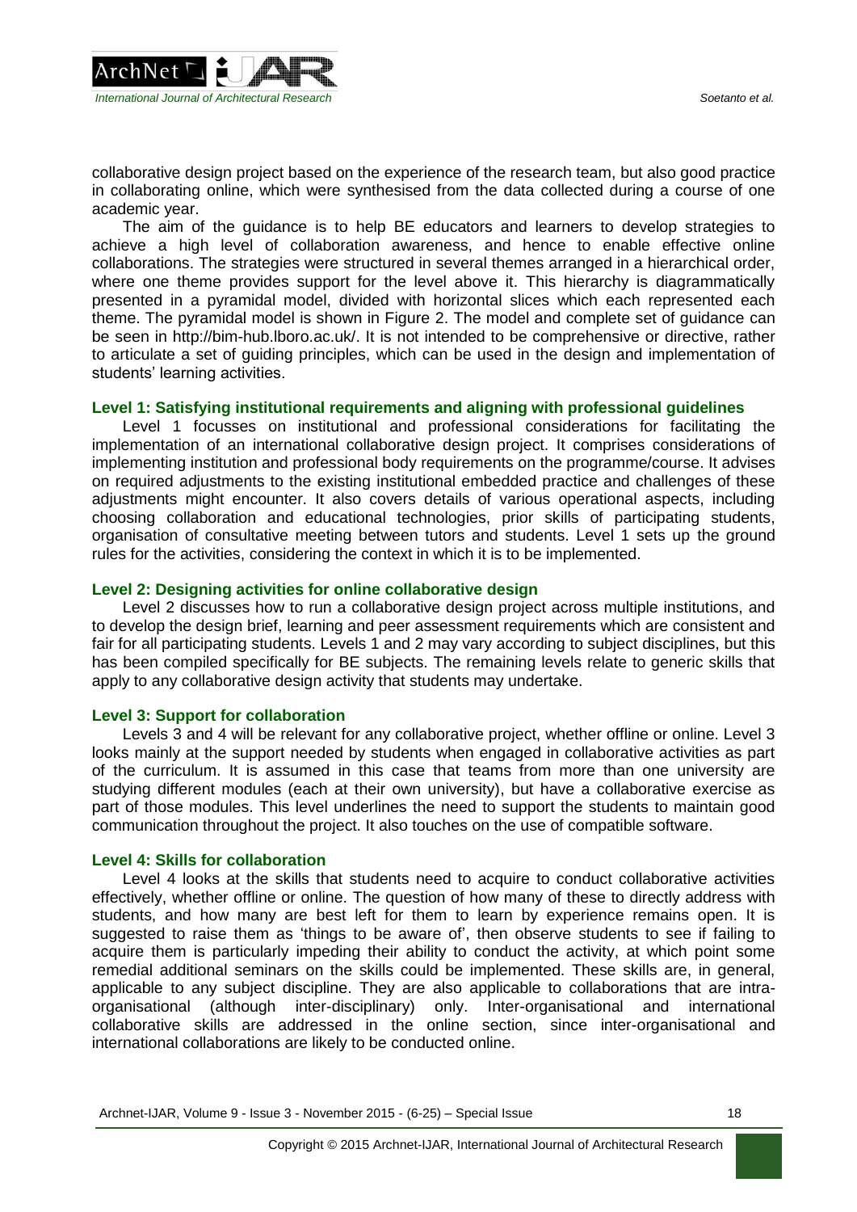collaborative design project based on the experience of the research team, but also good practice in collaborating online, which were synthesised from the data collected during a course of one academic year.

The aim of the guidance is to help BE educators and learners to develop strategies to achieve a high level of collaboration awareness, and hence to enable effective online collaborations. The strategies were structured in several themes arranged in a hierarchical order, where one theme provides support for the level above it. This hierarchy is diagrammatically presented in a pyramidal model, divided with horizontal slices which each represented each theme. The pyramidal model is shown in Figure 2. The model and complete set of guidance can be seen in http://bim-hub.lboro.ac.uk/. It is not intended to be comprehensive or directive, rather to articulate a set of guiding principles, which can be used in the design and implementation of students' learning activities.

### Level 1: Satisfying institutional requirements and aligning with professional guidelines

Level 1 focusses on institutional and professional considerations for facilitating the implementation of an international collaborative design project. It comprises considerations of implementing institution and professional body requirements on the programme/course. It advises on required adjustments to the existing institutional embedded practice and challenges of these adjustments might encounter. It also covers details of various operational aspects, including choosing collaboration and educational technologies, prior skills of participating students, organisation of consultative meeting between tutors and students. Level 1 sets up the ground rules for the activities, considering the context in which it is to be implemented.

### Level 2: Designing activities for online collaborative design

Level 2 discusses how to run a collaborative design project across multiple institutions, and to develop the design brief, learning and peer assessment requirements which are consistent and fair for all participating students. Levels 1 and 2 may vary according to subject disciplines, but this has been compiled specifically for BE subjects. The remaining levels relate to generic skills that apply to any collaborative design activity that students may undertake.

### Level 3: Support for collaboration

Levels 3 and 4 will be relevant for any collaborative project, whether offline or online. Level 3 looks mainly at the support needed by students when engaged in collaborative activities as part of the curriculum. It is assumed in this case that teams from more than one university are studying different modules (each at their own university), but have a collaborative exercise as part of those modules. This level underlines the need to support the students to maintain good communication throughout the project. It also touches on the use of compatible software.

### Level 4: Skills for collaboration

Level 4 looks at the skills that students need to acquire to conduct collaborative activities effectively, whether offline or online. The question of how many of these to directly address with students, and how many are best left for them to learn by experience remains open. It is suggested to raise them as 'things to be aware of', then observe students to see if failing to acquire them is particularly impeding their ability to conduct the activity, at which point some remedial additional seminars on the skills could be implemented. These skills are, in general, applicable to any subject discipline. They are also applicable to collaborations that are intra-organisational (although inter-disciplinary) only. Inter-organisational and international collaborative skills are addressed in the online section, since inter-organisational and international collaborations are likely to be conducted online.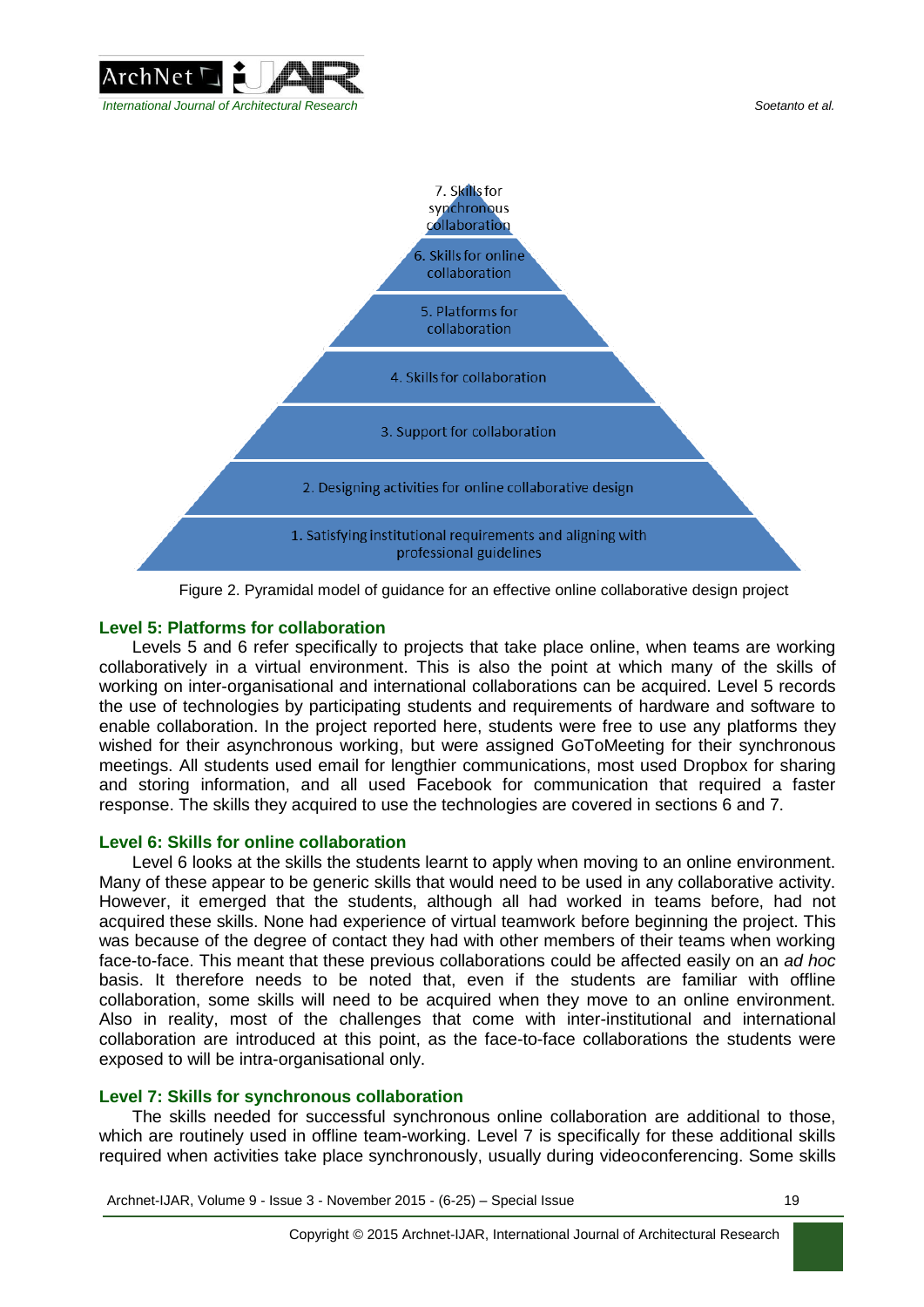7. Skills for synchronous collaboration

6. Skills for online collaboration

5. Platforms for collaboration

4. Skills for collaboration

3. Support for collaboration

2. Designing activities for online collaborative design

1. Satisfying institutional requirements and aligning with professional guidelines

Figure 2. Pyramidal model of guidance for an effective online collaborative design project

### Level 5: Platforms for collaboration

Levels 5 and 6 refer specifically to projects that take place online, when teams are working collaboratively in a virtual environment. This is also the point at which many of the skills of working on inter-organisational and international collaborations can be acquired. Level 5 records the use of technologies by participating students and requirements of hardware and software to enable collaboration. In the project reported here, students were free to use any platforms they wished for their asynchronous working, but were assigned GoToMeeting for their synchronous meetings. All students used email for lengthier communications, most used Dropbox for sharing and storing information, and all used Facebook for communication that required a faster response. The skills they acquired to use the technologies are covered in sections 6 and 7.

### Level 6: Skills for online collaboration

Level 6 looks at the skills the students learnt to apply when moving to an online environment. Many of these appear to be generic skills that would need to be used in any collaborative activity. However, it emerged that the students, although all had worked in teams before, had not acquired these skills. None had experience of virtual teamwork before beginning the project. This was because of the degree of contact they had with other members of their teams when working face-to-face. This meant that these previous collaborations could be affected easily on an *ad hoc* basis. It therefore needs to be noted that, even if the students are familiar with offline collaboration, some skills will need to be acquired when they move to an online environment. Also in reality, most of the challenges that come with inter-institutional and international collaboration are introduced at this point, as the face-to-face collaborations the students were exposed to will be intra-organisational only.

### Level 7: Skills for synchronous collaboration

The skills needed for successful synchronous online collaboration are additional to those, which are routinely used in offline team-working. Level 7 is specifically for these additional skills required when activities take place synchronously, usually during videoconferencing. Some skills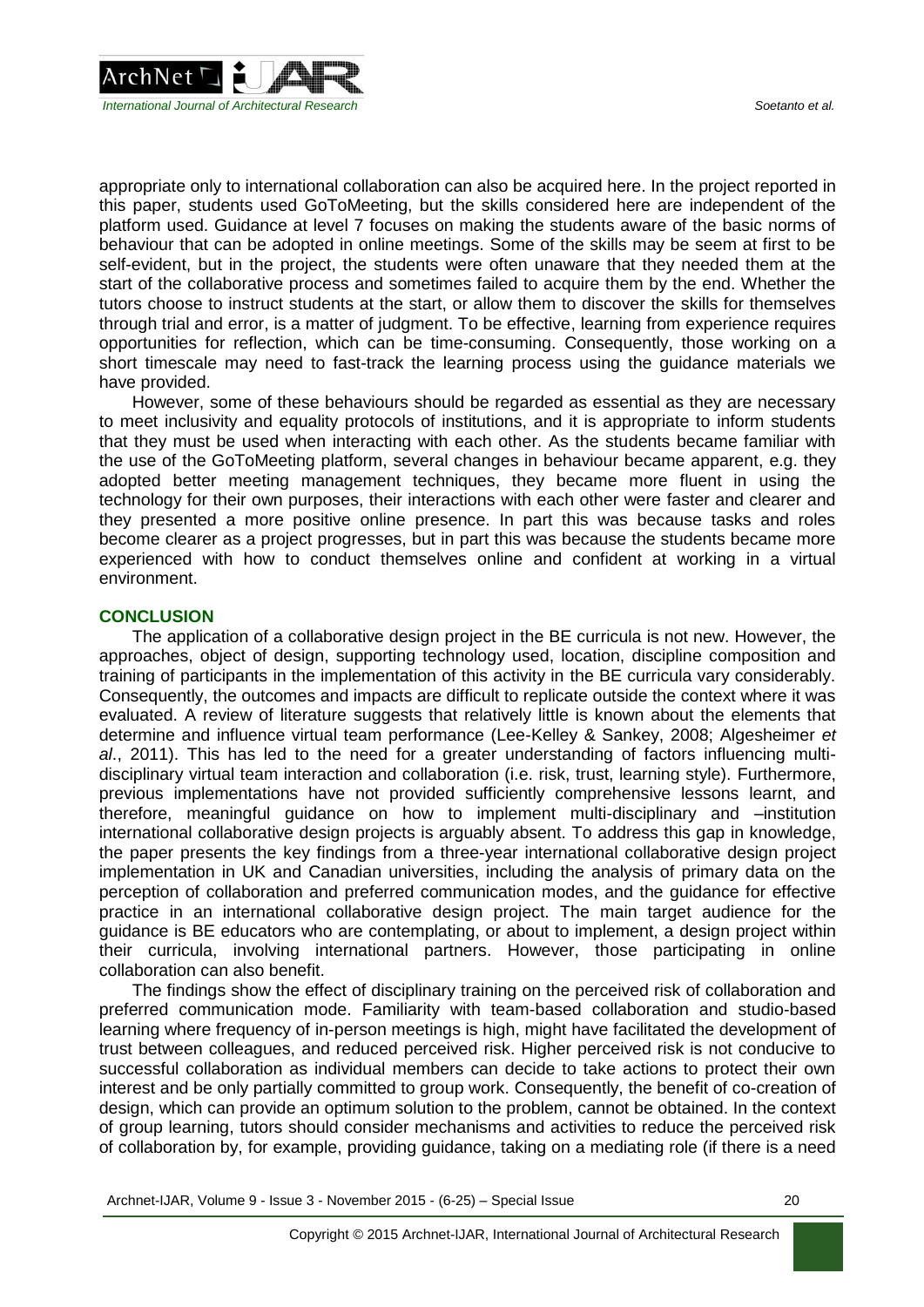appropriate only to international collaboration can also be acquired here. In the project reported in this paper, students used GoToMeeting, but the skills considered here are independent of the platform used. Guidance at level 7 focuses on making the students aware of the basic norms of behaviour that can be adopted in online meetings. Some of the skills may be seem at first to be self-evident, but in the project, the students were often unaware that they needed them at the start of the collaborative process and sometimes failed to acquire them by the end. Whether the tutors choose to instruct students at the start, or allow them to discover the skills for themselves through trial and error, is a matter of judgment. To be effective, learning from experience requires opportunities for reflection, which can be time-consuming. Consequently, those working on a short timescale may need to fast-track the learning process using the guidance materials we have provided.

However, some of these behaviours should be regarded as essential as they are necessary to meet inclusivity and equality protocols of institutions, and it is appropriate to inform students that they must be used when interacting with each other. As the students became familiar with the use of the GoToMeeting platform, several changes in behaviour became apparent, e.g. they adopted better meeting management techniques, they became more fluent in using the technology for their own purposes, their interactions with each other were faster and clearer and they presented a more positive online presence. In part this was because tasks and roles become clearer as a project progresses, but in part this was because the students became more experienced with how to conduct themselves online and confident at working in a virtual environment.

## CONCLUSION

The application of a collaborative design project in the BE curricula is not new. However, the approaches, object of design, supporting technology used, location, discipline composition and training of participants in the implementation of this activity in the BE curricula vary considerably. Consequently, the outcomes and impacts are difficult to replicate outside the context where it was evaluated. A review of literature suggests that relatively little is known about the elements that determine and influence virtual team performance (Lee-Kelley & Sankey, 2008; Algesheimer *et al*., 2011). This has led to the need for a greater understanding of factors influencing multi-disciplinary virtual team interaction and collaboration (i.e. risk, trust, learning style). Furthermore, previous implementations have not provided sufficiently comprehensive lessons learnt, and therefore, meaningful guidance on how to implement multi-disciplinary and –institution international collaborative design projects is arguably absent. To address this gap in knowledge, the paper presents the key findings from a three-year international collaborative design project implementation in UK and Canadian universities, including the analysis of primary data on the perception of collaboration and preferred communication modes, and the guidance for effective practice in an international collaborative design project. The main target audience for the guidance is BE educators who are contemplating, or about to implement, a design project within their curricula, involving international partners. However, those participating in online collaboration can also benefit.

The findings show the effect of disciplinary training on the perceived risk of collaboration and preferred communication mode. Familiarity with team-based collaboration and studio-based learning where frequency of in-person meetings is high, might have facilitated the development of trust between colleagues, and reduced perceived risk. Higher perceived risk is not conducive to successful collaboration as individual members can decide to take actions to protect their own interest and be only partially committed to group work. Consequently, the benefit of co-creation of design, which can provide an optimum solution to the problem, cannot be obtained. In the context of group learning, tutors should consider mechanisms and activities to reduce the perceived risk of collaboration by, for example, providing guidance, taking on a mediating role (if there is a need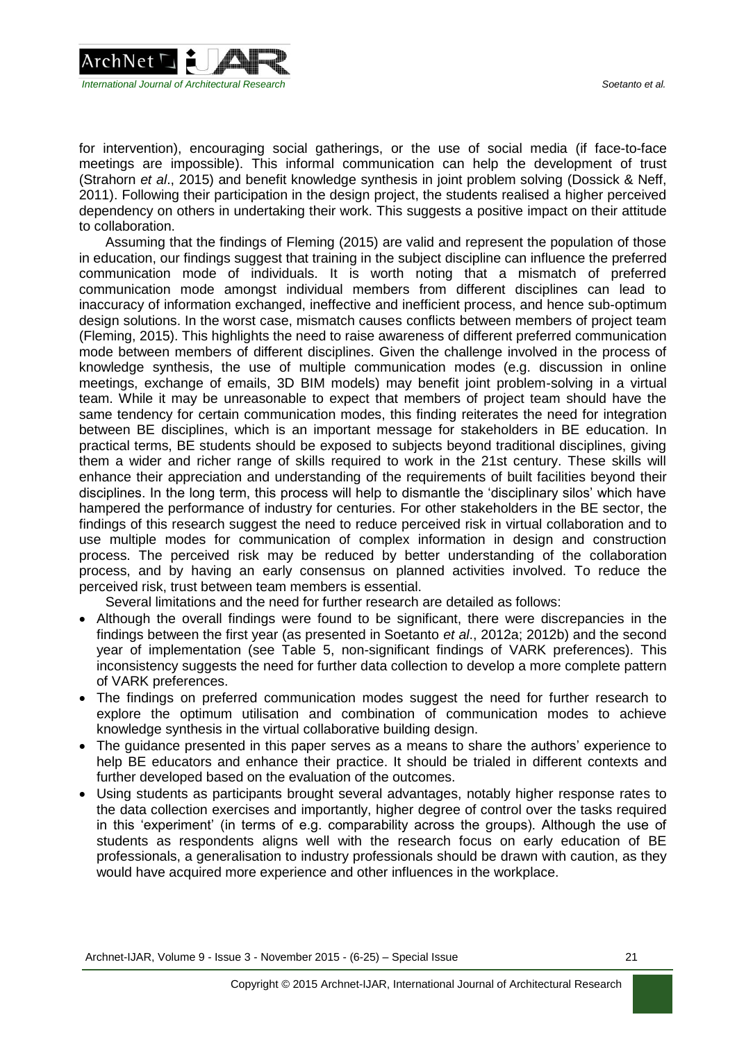for intervention), encouraging social gatherings, or the use of social media (if face-to-face meetings are impossible). This informal communication can help the development of trust (Strahorn *et al*., 2015) and benefit knowledge synthesis in joint problem solving (Dossick & Neff, 2011). Following their participation in the design project, the students realised a higher perceived dependency on others in undertaking their work. This suggests a positive impact on their attitude to collaboration.

Assuming that the findings of Fleming (2015) are valid and represent the population of those in education, our findings suggest that training in the subject discipline can influence the preferred communication mode of individuals. It is worth noting that a mismatch of preferred communication mode amongst individual members from different disciplines can lead to inaccuracy of information exchanged, ineffective and inefficient process, and hence sub-optimum design solutions. In the worst case, mismatch causes conflicts between members of project team (Fleming, 2015). This highlights the need to raise awareness of different preferred communication mode between members of different disciplines. Given the challenge involved in the process of knowledge synthesis, the use of multiple communication modes (e.g. discussion in online meetings, exchange of emails, 3D BIM models) may benefit joint problem-solving in a virtual team. While it may be unreasonable to expect that members of project team should have the same tendency for certain communication modes, this finding reiterates the need for integration between BE disciplines, which is an important message for stakeholders in BE education. In practical terms, BE students should be exposed to subjects beyond traditional disciplines, giving them a wider and richer range of skills required to work in the 21st century. These skills will enhance their appreciation and understanding of the requirements of built facilities beyond their disciplines. In the long term, this process will help to dismantle the 'disciplinary silos' which have hampered the performance of industry for centuries. For other stakeholders in the BE sector, the findings of this research suggest the need to reduce perceived risk in virtual collaboration and to use multiple modes for communication of complex information in design and construction process. The perceived risk may be reduced by better understanding of the collaboration process, and by having an early consensus on planned activities involved. To reduce the perceived risk, trust between team members is essential.

Several limitations and the need for further research are detailed as follows:

- Although the overall findings were found to be significant, there were discrepancies in the findings between the first year (as presented in Soetanto *et al*., 2012a; 2012b) and the second year of implementation (see Table 5, non-significant findings of VARK preferences). This inconsistency suggests the need for further data collection to develop a more complete pattern of VARK preferences.
- The findings on preferred communication modes suggest the need for further research to explore the optimum utilisation and combination of communication modes to achieve knowledge synthesis in the virtual collaborative building design.
- The guidance presented in this paper serves as a means to share the authors' experience to help BE educators and enhance their practice. It should be trialed in different contexts and further developed based on the evaluation of the outcomes.
- Using students as participants brought several advantages, notably higher response rates to the data collection exercises and importantly, higher degree of control over the tasks required in this 'experiment' (in terms of e.g. comparability across the groups). Although the use of students as respondents aligns well with the research focus on early education of BE professionals, a generalisation to industry professionals should be drawn with caution, as they would have acquired more experience and other influences in the workplace.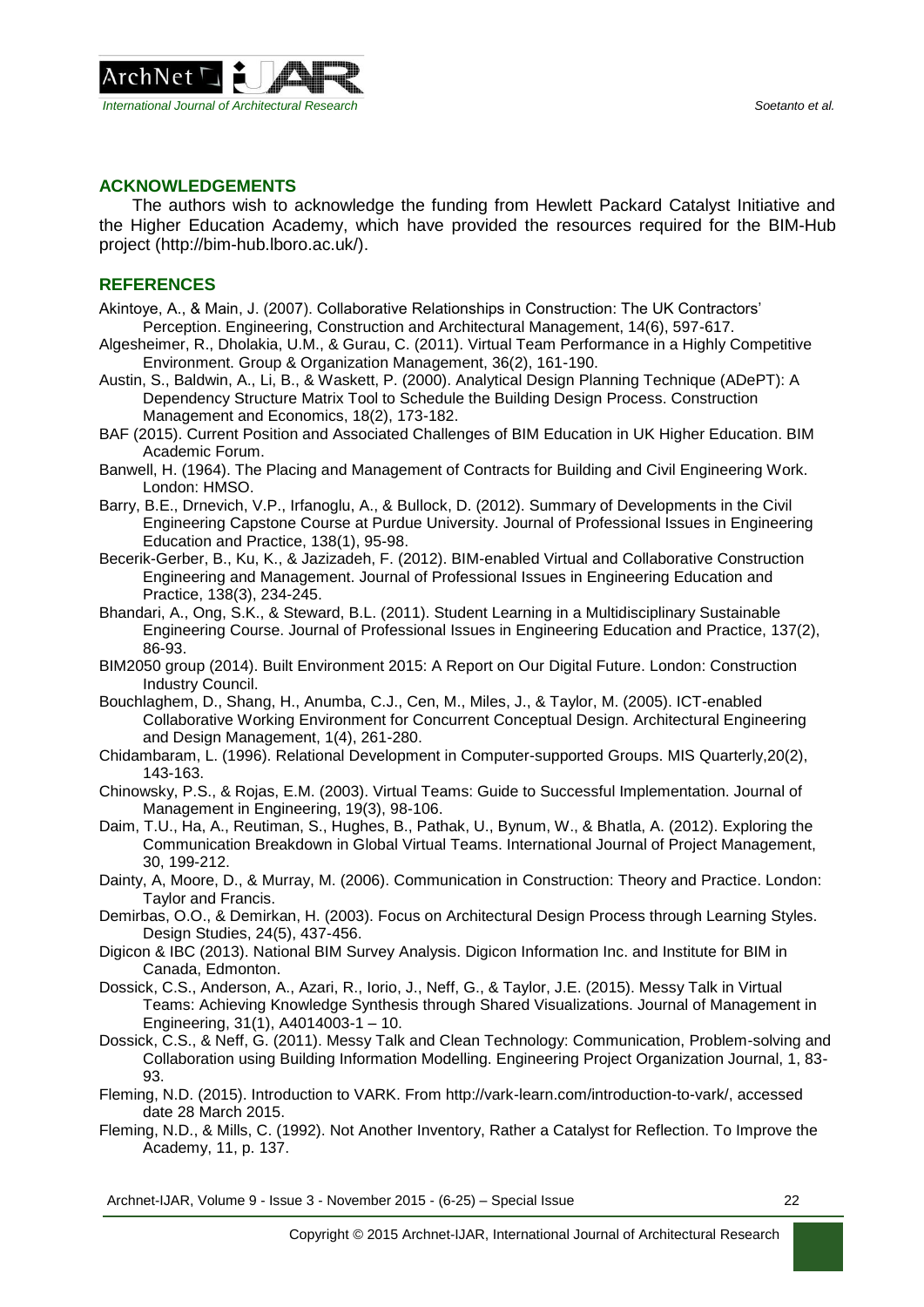## ACKNOWLEDGEMENTS

The authors wish to acknowledge the funding from Hewlett Packard Catalyst Initiative and the Higher Education Academy, which have provided the resources required for the BIM-Hub project (http://bim-hub.lboro.ac.uk/).

## REFERENCES

Akintoye, A., & Main, J. (2007). Collaborative Relationships in Construction: The UK Contractors' Perception. Engineering, Construction and Architectural Management, 14(6), 597-617.

Algesheimer, R., Dholakia, U.M., & Gurau, C. (2011). Virtual Team Performance in a Highly Competitive Environment. Group & Organization Management, 36(2), 161-190.

Austin, S., Baldwin, A., Li, B., & Waskett, P. (2000). Analytical Design Planning Technique (ADePT): A Dependency Structure Matrix Tool to Schedule the Building Design Process. Construction Management and Economics, 18(2), 173-182.

BAF (2015). Current Position and Associated Challenges of BIM Education in UK Higher Education. BIM Academic Forum.

Banwell, H. (1964). The Placing and Management of Contracts for Building and Civil Engineering Work. London: HMSO.

Barry, B.E., Drnevich, V.P., Irfanoglu, A., & Bullock, D. (2012). Summary of Developments in the Civil Engineering Capstone Course at Purdue University. Journal of Professional Issues in Engineering Education and Practice, 138(1), 95-98.

Becerik-Gerber, B., Ku, K., & Jazizadeh, F. (2012). BIM-enabled Virtual and Collaborative Construction Engineering and Management. Journal of Professional Issues in Engineering Education and Practice, 138(3), 234-245.

Bhandari, A., Ong, S.K., & Steward, B.L. (2011). Student Learning in a Multidisciplinary Sustainable Engineering Course. Journal of Professional Issues in Engineering Education and Practice, 137(2), 86-93.

BIM2050 group (2014). Built Environment 2015: A Report on Our Digital Future. London: Construction Industry Council.

Bouchlaghem, D., Shang, H., Anumba, C.J., Cen, M., Miles, J., & Taylor, M. (2005). ICT-enabled Collaborative Working Environment for Concurrent Conceptual Design. Architectural Engineering and Design Management, 1(4), 261-280.

Chidambaram, L. (1996). Relational Development in Computer-supported Groups. MIS Quarterly,20(2), 143-163.

Chinowsky, P.S., & Rojas, E.M. (2003). Virtual Teams: Guide to Successful Implementation. Journal of Management in Engineering, 19(3), 98-106.

Daim, T.U., Ha, A., Reutiman, S., Hughes, B., Pathak, U., Bynum, W., & Bhatla, A. (2012). Exploring the Communication Breakdown in Global Virtual Teams. International Journal of Project Management, 30, 199-212.

Dainty, A, Moore, D., & Murray, M. (2006). Communication in Construction: Theory and Practice. London: Taylor and Francis.

Demirbas, O.O., & Demirkan, H. (2003). Focus on Architectural Design Process through Learning Styles. Design Studies, 24(5), 437-456.

Digicon & IBC (2013). National BIM Survey Analysis. Digicon Information Inc. and Institute for BIM in Canada, Edmonton.

Dossick, C.S., Anderson, A., Azari, R., Iorio, J., Neff, G., & Taylor, J.E. (2015). Messy Talk in Virtual Teams: Achieving Knowledge Synthesis through Shared Visualizations. Journal of Management in Engineering, 31(1), A4014003-1 – 10.

Dossick, C.S., & Neff, G. (2011). Messy Talk and Clean Technology: Communication, Problem-solving and Collaboration using Building Information Modelling. Engineering Project Organization Journal, 1, 83-93.

Fleming, N.D. (2015). Introduction to VARK. From http://vark-learn.com/introduction-to-vark/, accessed date 28 March 2015.

Fleming, N.D., & Mills, C. (1992). Not Another Inventory, Rather a Catalyst for Reflection. To Improve the Academy, 11, p. 137.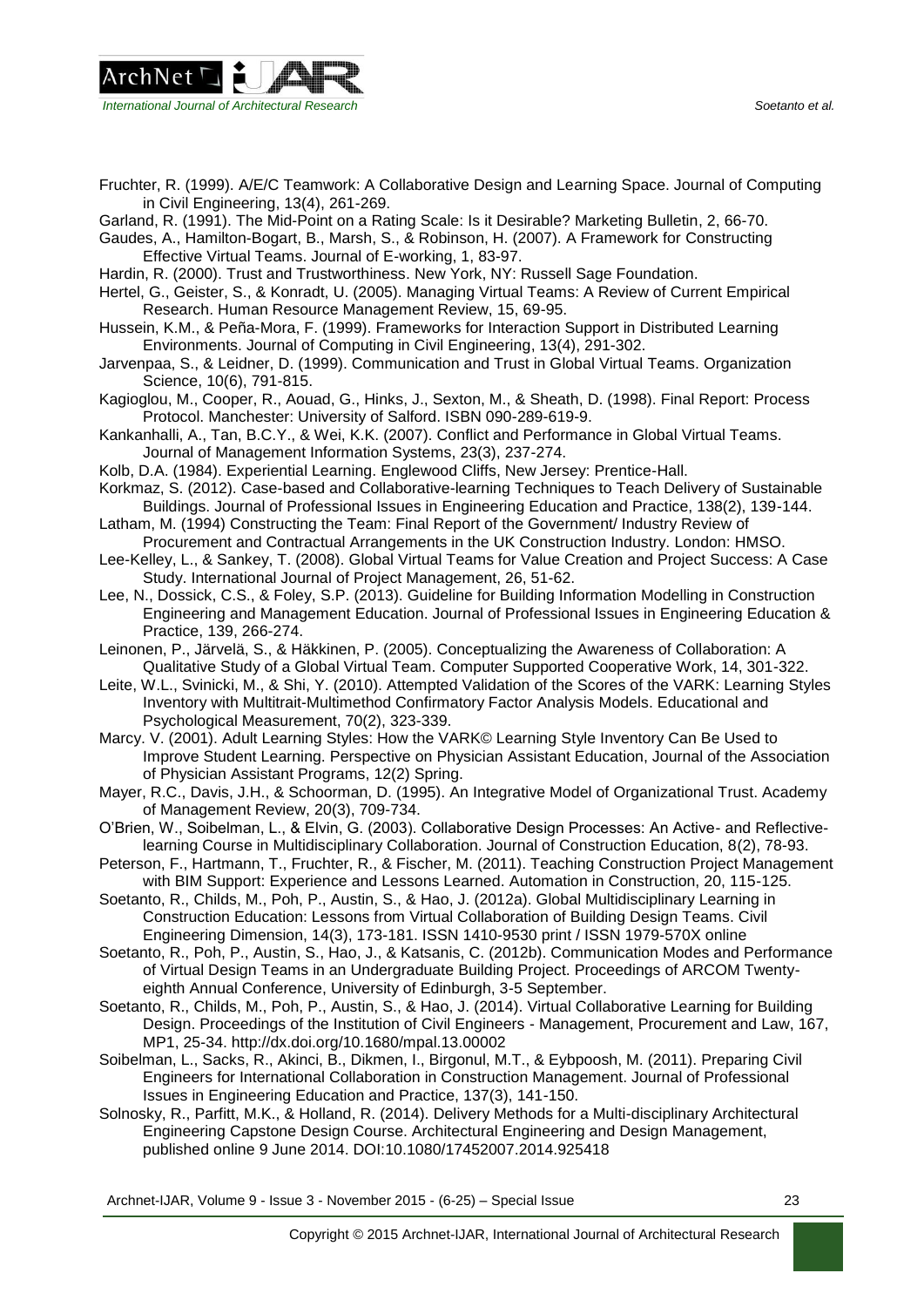Fruchter, R. (1999). A/E/C Teamwork: A Collaborative Design and Learning Space. Journal of Computing in Civil Engineering, 13(4), 261-269.

Garland, R. (1991). The Mid-Point on a Rating Scale: Is it Desirable? Marketing Bulletin, 2, 66-70.

Gaudes, A., Hamilton-Bogart, B., Marsh, S., & Robinson, H. (2007). A Framework for Constructing Effective Virtual Teams. Journal of E-working, 1, 83-97.

Hardin, R. (2000). Trust and Trustworthiness. New York, NY: Russell Sage Foundation.

Hertel, G., Geister, S., & Konradt, U. (2005). Managing Virtual Teams: A Review of Current Empirical Research. Human Resource Management Review, 15, 69-95.

Hussein, K.M., & Peña-Mora, F. (1999). Frameworks for Interaction Support in Distributed Learning Environments. Journal of Computing in Civil Engineering, 13(4), 291-302.

Jarvenpaa, S., & Leidner, D. (1999). Communication and Trust in Global Virtual Teams. Organization Science, 10(6), 791-815.

Kagioglou, M., Cooper, R., Aouad, G., Hinks, J., Sexton, M., & Sheath, D. (1998). Final Report: Process Protocol. Manchester: University of Salford. ISBN 090-289-619-9.

Kankanhalli, A., Tan, B.C.Y., & Wei, K.K. (2007). Conflict and Performance in Global Virtual Teams. Journal of Management Information Systems, 23(3), 237-274.

Kolb, D.A. (1984). Experiential Learning. Englewood Cliffs, New Jersey: Prentice-Hall.

Korkmaz, S. (2012). Case-based and Collaborative-learning Techniques to Teach Delivery of Sustainable Buildings. Journal of Professional Issues in Engineering Education and Practice, 138(2), 139-144.

Latham, M. (1994) Constructing the Team: Final Report of the Government/ Industry Review of Procurement and Contractual Arrangements in the UK Construction Industry. London: HMSO.

Lee-Kelley, L., & Sankey, T. (2008). Global Virtual Teams for Value Creation and Project Success: A Case Study. International Journal of Project Management, 26, 51-62.

Lee, N., Dossick, C.S., & Foley, S.P. (2013). Guideline for Building Information Modelling in Construction Engineering and Management Education. Journal of Professional Issues in Engineering Education & Practice, 139, 266-274.

Leinonen, P., Järvelä, S., & Häkkinen, P. (2005). Conceptualizing the Awareness of Collaboration: A Qualitative Study of a Global Virtual Team. Computer Supported Cooperative Work, 14, 301-322.

Leite, W.L., Svinicki, M., & Shi, Y. (2010). Attempted Validation of the Scores of the VARK: Learning Styles Inventory with Multitrait-Multimethod Confirmatory Factor Analysis Models. Educational and Psychological Measurement, 70(2), 323-339.

Marcy. V. (2001). Adult Learning Styles: How the VARK© Learning Style Inventory Can Be Used to Improve Student Learning. Perspective on Physician Assistant Education, Journal of the Association of Physician Assistant Programs, 12(2) Spring.

Mayer, R.C., Davis, J.H., & Schoorman, D. (1995). An Integrative Model of Organizational Trust. Academy of Management Review, 20(3), 709-734.

O'Brien, W., Soibelman, L., & Elvin, G. (2003). Collaborative Design Processes: An Active- and Reflective-learning Course in Multidisciplinary Collaboration. Journal of Construction Education, 8(2), 78-93.

Peterson, F., Hartmann, T., Fruchter, R., & Fischer, M. (2011). Teaching Construction Project Management with BIM Support: Experience and Lessons Learned. Automation in Construction, 20, 115-125.

Soetanto, R., Childs, M., Poh, P., Austin, S., & Hao, J. (2012a). Global Multidisciplinary Learning in Construction Education: Lessons from Virtual Collaboration of Building Design Teams. Civil Engineering Dimension, 14(3), 173-181. ISSN 1410-9530 print / ISSN 1979-570X online

Soetanto, R., Poh, P., Austin, S., Hao, J., & Katsanis, C. (2012b). Communication Modes and Performance of Virtual Design Teams in an Undergraduate Building Project. Proceedings of ARCOM Twenty-eighth Annual Conference, University of Edinburgh, 3-5 September.

Soetanto, R., Childs, M., Poh, P., Austin, S., & Hao, J. (2014). Virtual Collaborative Learning for Building Design. Proceedings of the Institution of Civil Engineers - Management, Procurement and Law, 167, MP1, 25-34. http://dx.doi.org/10.1680/mpal.13.00002

Soibelman, L., Sacks, R., Akinci, B., Dikmen, I., Birgonul, M.T., & Eybpoosh, M. (2011). Preparing Civil Engineers for International Collaboration in Construction Management. Journal of Professional Issues in Engineering Education and Practice, 137(3), 141-150.

Solnosky, R., Parfitt, M.K., & Holland, R. (2014). Delivery Methods for a Multi-disciplinary Architectural Engineering Capstone Design Course. Architectural Engineering and Design Management, published online 9 June 2014. DOI:10.1080/17452007.2014.925418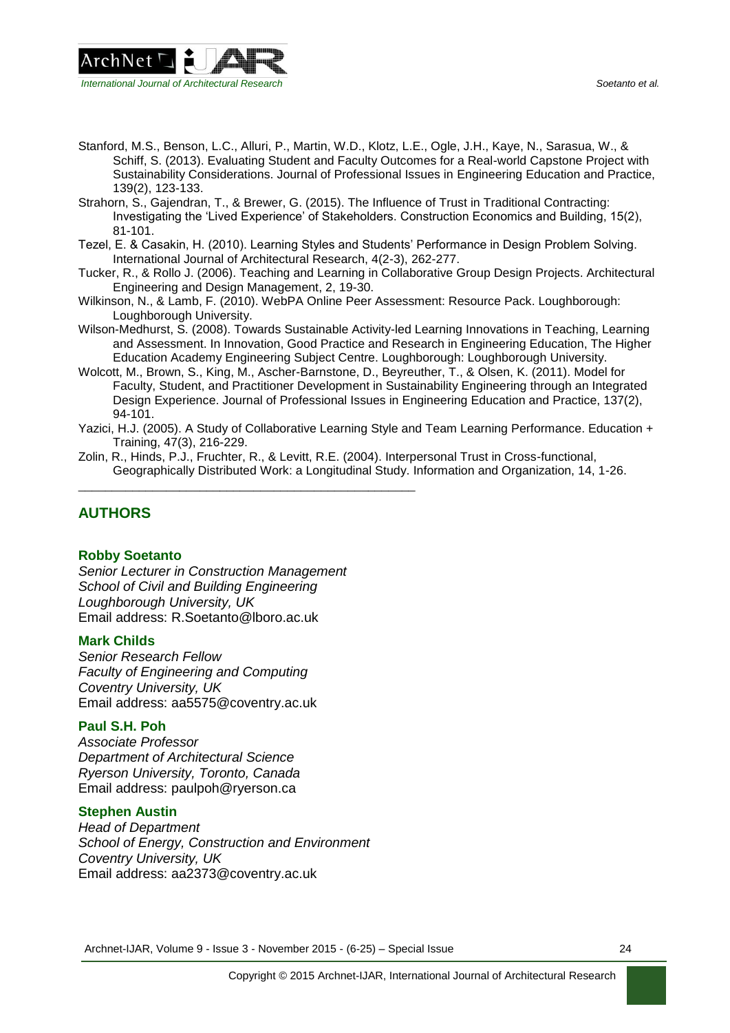Stanford, M.S., Benson, L.C., Alluri, P., Martin, W.D., Klotz, L.E., Ogle, J.H., Kaye, N., Sarasua, W., & Schiff, S. (2013). Evaluating Student and Faculty Outcomes for a Real-world Capstone Project with Sustainability Considerations. Journal of Professional Issues in Engineering Education and Practice, 139(2), 123-133.

Strahorn, S., Gajendran, T., & Brewer, G. (2015). The Influence of Trust in Traditional Contracting: Investigating the 'Lived Experience' of Stakeholders. Construction Economics and Building, 15(2), 81-101.

Tezel, E. & Casakin, H. (2010). Learning Styles and Students' Performance in Design Problem Solving. International Journal of Architectural Research, 4(2-3), 262-277.

Tucker, R., & Rollo J. (2006). Teaching and Learning in Collaborative Group Design Projects. Architectural Engineering and Design Management, 2, 19-30.

Wilkinson, N., & Lamb, F. (2010). WebPA Online Peer Assessment: Resource Pack. Loughborough: Loughborough University.

Wilson-Medhurst, S. (2008). Towards Sustainable Activity-led Learning Innovations in Teaching, Learning and Assessment. In Innovation, Good Practice and Research in Engineering Education, The Higher Education Academy Engineering Subject Centre. Loughborough: Loughborough University.

Wolcott, M., Brown, S., King, M., Ascher-Barnstone, D., Beyreuther, T., & Olsen, K. (2011). Model for Faculty, Student, and Practitioner Development in Sustainability Engineering through an Integrated Design Experience. Journal of Professional Issues in Engineering Education and Practice, 137(2), 94-101.

Yazici, H.J. (2005). A Study of Collaborative Learning Style and Team Learning Performance. Education + Training, 47(3), 216-229.

Zolin, R., Hinds, P.J., Fruchter, R., & Levitt, R.E. (2004). Interpersonal Trust in Cross-functional, Geographically Distributed Work: a Longitudinal Study. Information and Organization, 14, 1-26.

---

## AUTHORS

**Robby Soetanto**
*Senior Lecturer in Construction Management*
*School of Civil and Building Engineering*
*Loughborough University, UK*
Email address: R.Soetanto@lboro.ac.uk

**Mark Childs**
*Senior Research Fellow*
*Faculty of Engineering and Computing*
*Coventry University, UK*
Email address: aa5575@coventry.ac.uk

**Paul S.H. Poh**
*Associate Professor*
*Department of Architectural Science*
*Ryerson University, Toronto, Canada*
Email address: paulpoh@ryerson.ca

**Stephen Austin**
*Head of Department*
*School of Energy, Construction and Environment*
*Coventry University, UK*
Email address: aa2373@coventry.ac.uk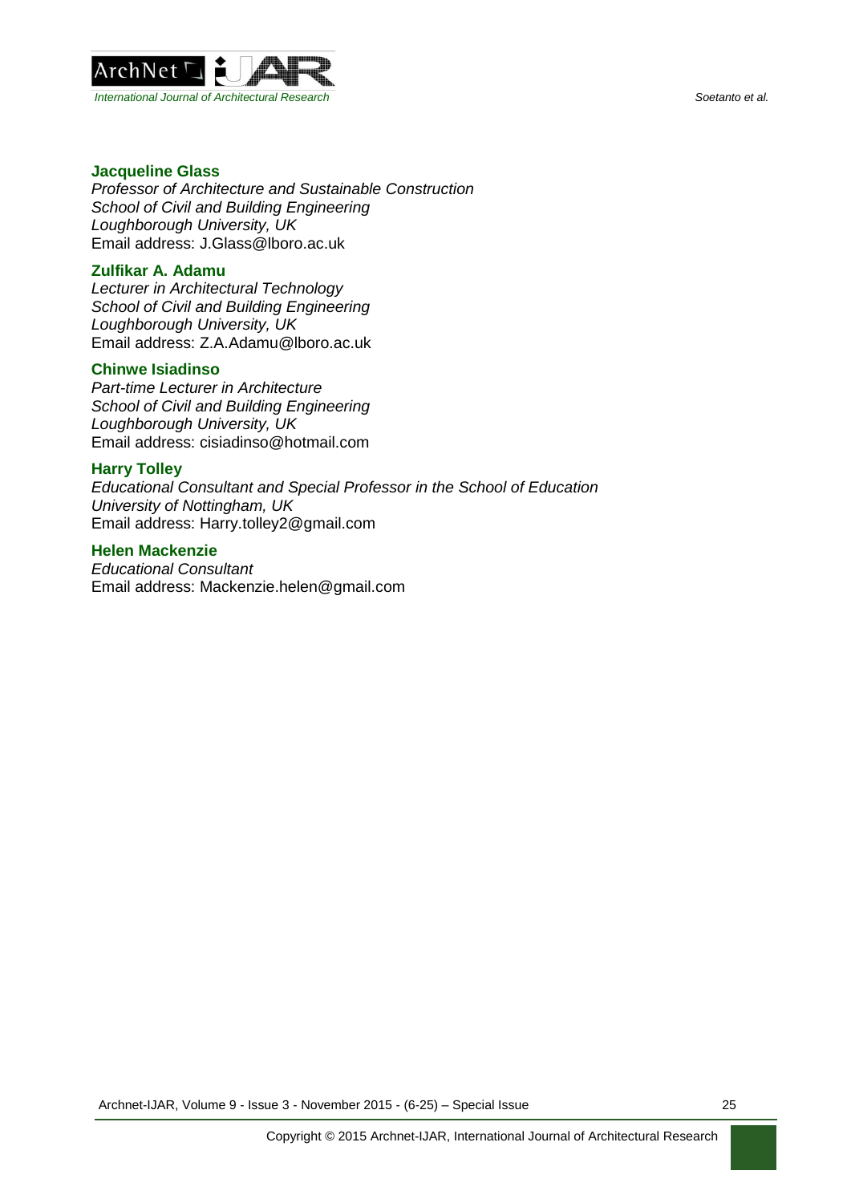**Jacqueline Glass**
*Professor of Architecture and Sustainable Construction*
*School of Civil and Building Engineering*
*Loughborough University, UK*
Email address: J.Glass@lboro.ac.uk

**Zulfikar A. Adamu**
*Lecturer in Architectural Technology*
*School of Civil and Building Engineering*
*Loughborough University, UK*
Email address: Z.A.Adamu@lboro.ac.uk

**Chinwe Isiadinso**
*Part-time Lecturer in Architecture*
*School of Civil and Building Engineering*
*Loughborough University, UK*
Email address: cisiadinso@hotmail.com

**Harry Tolley**
*Educational Consultant and Special Professor in the School of Education*
*University of Nottingham, UK*
Email address: Harry.tolley2@gmail.com

**Helen Mackenzie**
*Educational Consultant*
Email address: Mackenzie.helen@gmail.com